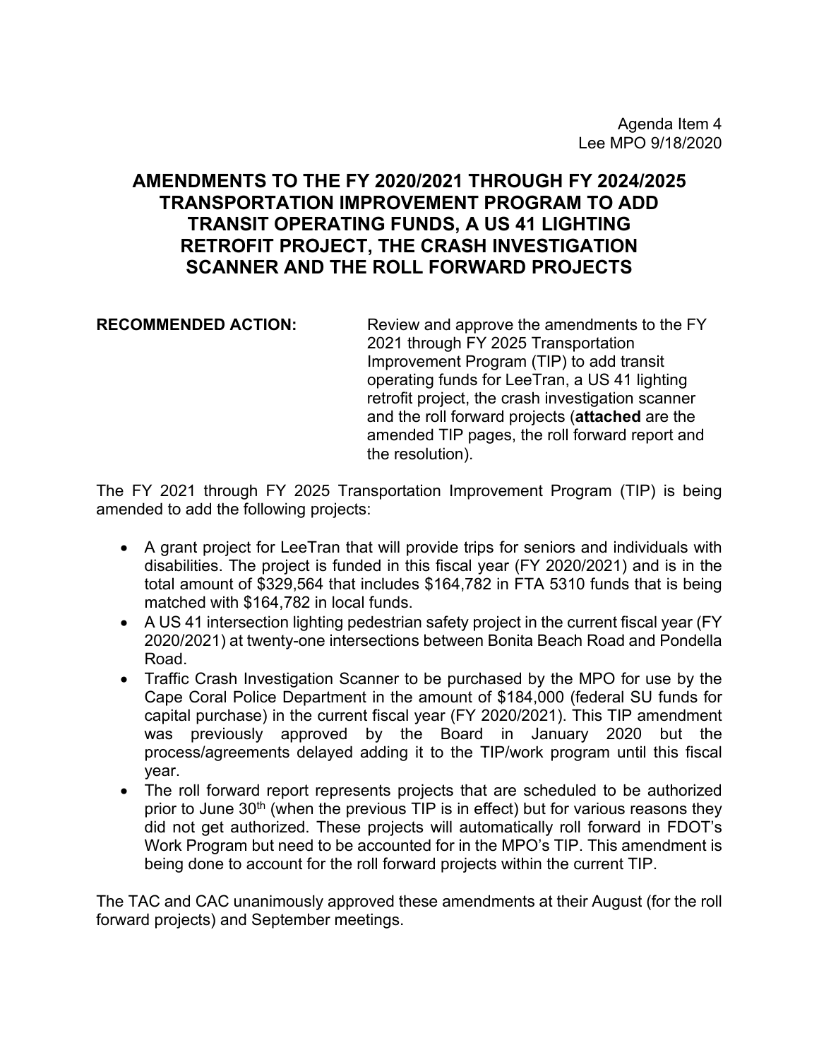Agenda Item 4
Lee MPO 9/18/2020

# AMENDMENTS TO THE FY 2020/2021 THROUGH FY 2024/2025 TRANSPORTATION IMPROVEMENT PROGRAM TO ADD TRANSIT OPERATING FUNDS, A US 41 LIGHTING RETROFIT PROJECT, THE CRASH INVESTIGATION SCANNER AND THE ROLL FORWARD PROJECTS

**RECOMMENDED ACTION:** Review and approve the amendments to the FY 2021 through FY 2025 Transportation Improvement Program (TIP) to add transit operating funds for LeeTran, a US 41 lighting retrofit project, the crash investigation scanner and the roll forward projects (**attached** are the amended TIP pages, the roll forward report and the resolution).

The FY 2021 through FY 2025 Transportation Improvement Program (TIP) is being amended to add the following projects:

- A grant project for LeeTran that will provide trips for seniors and individuals with disabilities. The project is funded in this fiscal year (FY 2020/2021) and is in the total amount of $329,564 that includes $164,782 in FTA 5310 funds that is being matched with $164,782 in local funds.
- A US 41 intersection lighting pedestrian safety project in the current fiscal year (FY 2020/2021) at twenty-one intersections between Bonita Beach Road and Pondella Road.
- Traffic Crash Investigation Scanner to be purchased by the MPO for use by the Cape Coral Police Department in the amount of $184,000 (federal SU funds for capital purchase) in the current fiscal year (FY 2020/2021). This TIP amendment was previously approved by the Board in January 2020 but the process/agreements delayed adding it to the TIP/work program until this fiscal year.
- The roll forward report represents projects that are scheduled to be authorized prior to June 30th (when the previous TIP is in effect) but for various reasons they did not get authorized. These projects will automatically roll forward in FDOT's Work Program but need to be accounted for in the MPO's TIP. This amendment is being done to account for the roll forward projects within the current TIP.

The TAC and CAC unanimously approved these amendments at their August (for the roll forward projects) and September meetings.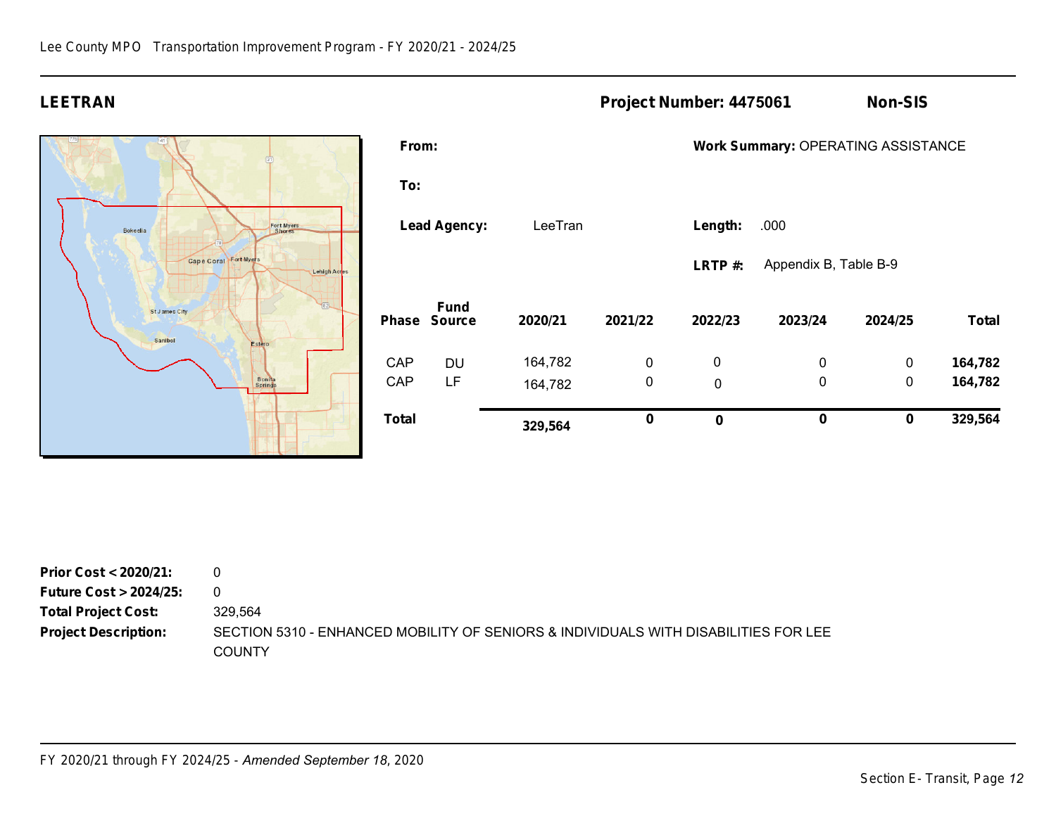## LEETRAN

**Project Number: 4475061** **Non-SIS**

**From:**

**To:**

**Lead Agency:** LeeTran

**Work Summary:** OPERATING ASSISTANCE

**Length:** .000

**LRTP #:** Appendix B, Table B-9

| Phase | Fund Source | 2020/21 | 2021/22 | 2022/23 | 2023/24 | 2024/25 | Total |
|---|---|---|---|---|---|---|---|
| CAP | DU | 164,782 | 0 | 0 | 0 | 0 | **164,782** |
| CAP | LF | 164,782 | 0 | 0 | 0 | 0 | **164,782** |
| **Total** | | **329,564** | **0** | **0** | **0** | **0** | **329,564** |

**Prior Cost < 2020/21:** 0

**Future Cost > 2024/25:** 0

**Total Project Cost:** 329,564

**Project Description:** SECTION 5310 - ENHANCED MOBILITY OF SENIORS & INDIVIDUALS WITH DISABILITIES FOR LEE COUNTY

FY 2020/21 through FY 2024/25 - *Amended September 18*, 2020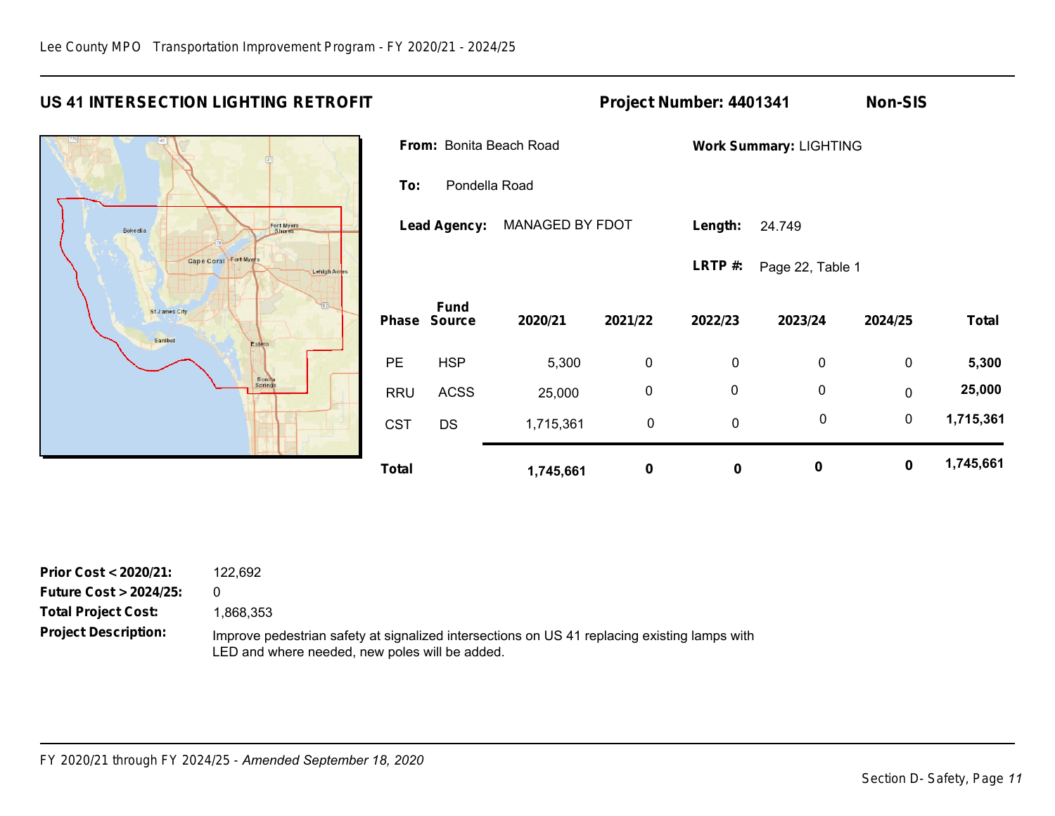## US 41 INTERSECTION LIGHTING RETROFIT

**Project Number: 4401341** **Non-SIS**

**From:** Bonita Beach Road

**To:** Pondella Road

**Lead Agency:** MANAGED BY FDOT

**Work Summary:** LIGHTING

**Length:** 24.749

**LRTP #:** Page 22, Table 1

| Phase | Fund Source | 2020/21 | 2021/22 | 2022/23 | 2023/24 | 2024/25 | Total |
|---|---|---|---|---|---|---|---|
| PE | HSP | 5,300 | 0 | 0 | 0 | 0 | **5,300** |
| RRU | ACSS | 25,000 | 0 | 0 | 0 | 0 | **25,000** |
| CST | DS | 1,715,361 | 0 | 0 | 0 | 0 | **1,715,361** |
| **Total** | | **1,745,661** | **0** | **0** | **0** | **0** | **1,745,661** |

**Prior Cost < 2020/21:** 122,692

**Future Cost > 2024/25:** 0

**Total Project Cost:** 1,868,353

**Project Description:** Improve pedestrian safety at signalized intersections on US 41 replacing existing lamps with LED and where needed, new poles will be added.

FY 2020/21 through FY 2024/25 - *Amended September 18, 2020*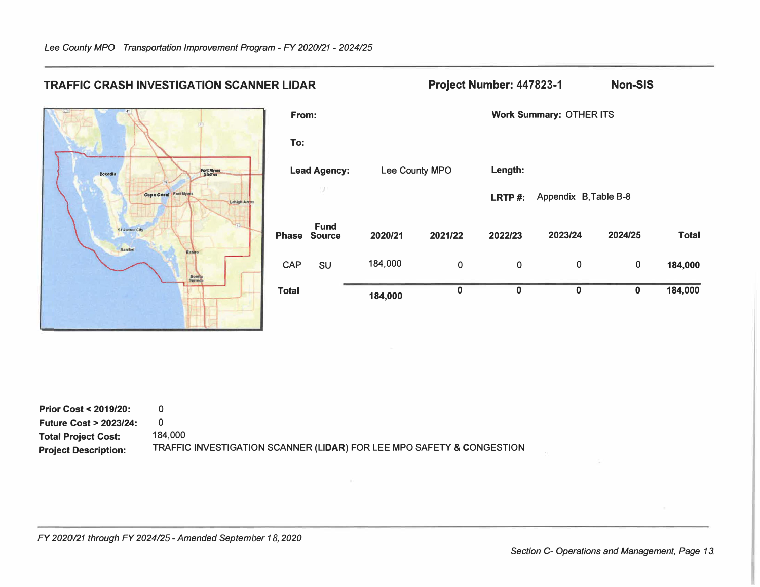## TRAFFIC CRASH INVESTIGATION SCANNER LIDAR

**Project Number: 447823-1** **Non-SIS**

**From:**

**To:**

**Work Summary:** OTHER ITS

**Lead Agency:** Lee County MPO

**Length:**

**LRTP #:** Appendix B,Table B-8

| Phase | Fund Source | 2020/21 | 2021/22 | 2022/23 | 2023/24 | 2024/25 | Total |
|---|---|---|---|---|---|---|---|
| CAP | SU | 184,000 | 0 | 0 | 0 | 0 | **184,000** |
| **Total** | | **184,000** | **0** | **0** | **0** | **0** | **184,000** |

**Prior Cost < 2019/20:** 0

**Future Cost > 2023/24:** 0

**Total Project Cost:** 184,000

**Project Description:** TRAFFIC INVESTIGATION SCANNER (LIDAR) FOR LEE MPO SAFETY & CONGESTION

*FY 2020/21 through FY 2024/25 - Amended September 18, 2020*

*Section C- Operations and Management, Page 13*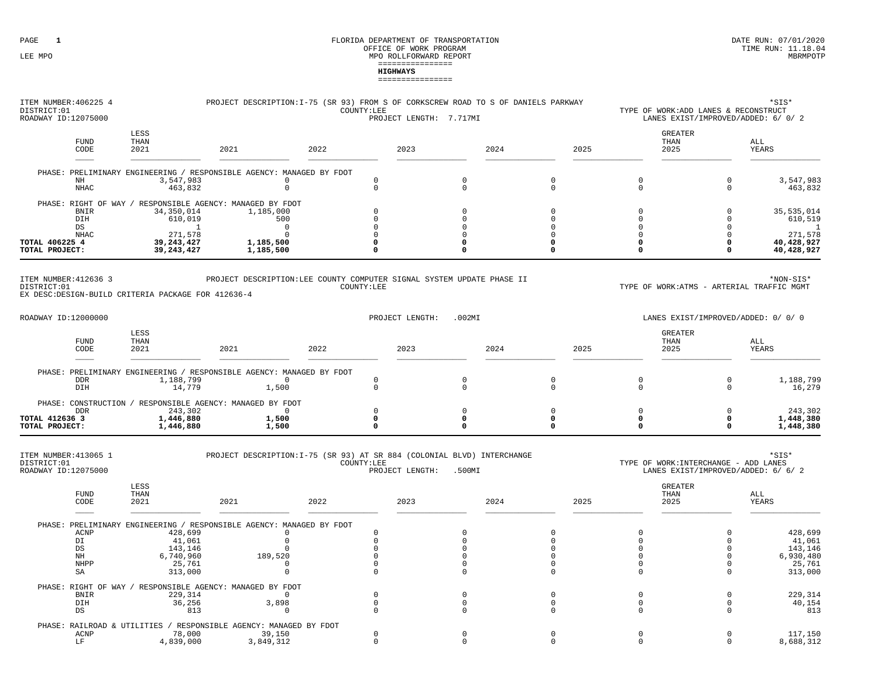FLORIDA DEPARTMENT OF TRANSPORTATION
OFFICE OF WORK PROGRAM
MPO ROLLFORWARD REPORT

LEE MPO

DATE RUN: 07/01/2020
TIME RUN: 11.18.04
MBRMPOTP

## HIGHWAYS

ITEM NUMBER:406225 4 PROJECT DESCRIPTION:I-75 (SR 93) FROM S OF CORKSCREW ROAD TO S OF DANIELS PARKWAY *SIS*
DISTRICT:01 COUNTY:LEE TYPE OF WORK:ADD LANES & RECONSTRUCT
ROADWAY ID:12075000 PROJECT LENGTH: 7.717MI LANES EXIST/IMPROVED/ADDED: 6/ 0/ 2

| FUND CODE | LESS THAN 2021 | 2021 | 2022 | 2023 | 2024 | 2025 | GREATER THAN 2025 | ALL YEARS |
|---|---|---|---|---|---|---|---|---|
| PHASE: PRELIMINARY ENGINEERING / RESPONSIBLE AGENCY: MANAGED BY FDOT | | | | | | | | |
| NH | 3,547,983 | 0 | 0 | 0 | 0 | 0 | 0 | 3,547,983 |
| NHAC | 463,832 | 0 | 0 | 0 | 0 | 0 | 0 | 463,832 |
| PHASE: RIGHT OF WAY / RESPONSIBLE AGENCY: MANAGED BY FDOT | | | | | | | | |
| BNIR | 34,350,014 | 1,185,000 | 0 | 0 | 0 | 0 | 0 | 35,535,014 |
| DIH | 610,019 | 500 | 0 | 0 | 0 | 0 | 0 | 610,519 |
| DS | 1 | 0 | 0 | 0 | 0 | 0 | 0 | 1 |
| NHAC | 271,578 | 0 | 0 | 0 | 0 | 0 | 0 | 271,578 |
| **TOTAL 406225 4** | **39,243,427** | **1,185,500** | **0** | **0** | **0** | **0** | **0** | **40,428,927** |
| **TOTAL PROJECT:** | **39,243,427** | **1,185,500** | **0** | **0** | **0** | **0** | **0** | **40,428,927** |

ITEM NUMBER:412636 3 PROJECT DESCRIPTION:LEE COUNTY COMPUTER SIGNAL SYSTEM UPDATE PHASE II *NON-SIS*
DISTRICT:01 COUNTY:LEE TYPE OF WORK:ATMS - ARTERIAL TRAFFIC MGMT
EX DESC:DESIGN-BUILD CRITERIA PACKAGE FOR 412636-4

ROADWAY ID:12000000 PROJECT LENGTH: .002MI LANES EXIST/IMPROVED/ADDED: 0/ 0/ 0

| FUND CODE | LESS THAN 2021 | 2021 | 2022 | 2023 | 2024 | 2025 | GREATER THAN 2025 | ALL YEARS |
|---|---|---|---|---|---|---|---|---|
| PHASE: PRELIMINARY ENGINEERING / RESPONSIBLE AGENCY: MANAGED BY FDOT | | | | | | | | |
| DDR | 1,188,799 | 0 | 0 | 0 | 0 | 0 | 0 | 1,188,799 |
| DIH | 14,779 | 1,500 | 0 | 0 | 0 | 0 | 0 | 16,279 |
| PHASE: CONSTRUCTION / RESPONSIBLE AGENCY: MANAGED BY FDOT | | | | | | | | |
| DDR | 243,302 | 0 | 0 | 0 | 0 | 0 | 0 | 243,302 |
| **TOTAL 412636 3** | **1,446,880** | **1,500** | **0** | **0** | **0** | **0** | **0** | **1,448,380** |
| **TOTAL PROJECT:** | **1,446,880** | **1,500** | **0** | **0** | **0** | **0** | **0** | **1,448,380** |

ITEM NUMBER:413065 1 PROJECT DESCRIPTION:I-75 (SR 93) AT SR 884 (COLONIAL BLVD) INTERCHANGE *SIS*
DISTRICT:01 COUNTY:LEE TYPE OF WORK:INTERCHANGE - ADD LANES
ROADWAY ID:12075000 PROJECT LENGTH: .500MI LANES EXIST/IMPROVED/ADDED: 6/ 6/ 2

| FUND CODE | LESS THAN 2021 | 2021 | 2022 | 2023 | 2024 | 2025 | GREATER THAN 2025 | ALL YEARS |
|---|---|---|---|---|---|---|---|---|
| PHASE: PRELIMINARY ENGINEERING / RESPONSIBLE AGENCY: MANAGED BY FDOT | | | | | | | | |
| ACNP | 428,699 | 0 | 0 | 0 | 0 | 0 | 0 | 428,699 |
| DI | 41,061 | 0 | 0 | 0 | 0 | 0 | 0 | 41,061 |
| DS | 143,146 | 0 | 0 | 0 | 0 | 0 | 0 | 143,146 |
| NH | 6,740,960 | 189,520 | 0 | 0 | 0 | 0 | 0 | 6,930,480 |
| NHPP | 25,761 | 0 | 0 | 0 | 0 | 0 | 0 | 25,761 |
| SA | 313,000 | 0 | 0 | 0 | 0 | 0 | 0 | 313,000 |
| PHASE: RIGHT OF WAY / RESPONSIBLE AGENCY: MANAGED BY FDOT | | | | | | | | |
| BNIR | 229,314 | 0 | 0 | 0 | 0 | 0 | 0 | 229,314 |
| DIH | 36,256 | 3,898 | 0 | 0 | 0 | 0 | 0 | 40,154 |
| DS | 813 | 0 | 0 | 0 | 0 | 0 | 0 | 813 |
| PHASE: RAILROAD & UTILITIES / RESPONSIBLE AGENCY: MANAGED BY FDOT | | | | | | | | |
| ACNP | 78,000 | 39,150 | 0 | 0 | 0 | 0 | 0 | 117,150 |
| LF | 4,839,000 | 3,849,312 | 0 | 0 | 0 | 0 | 0 | 8,688,312 |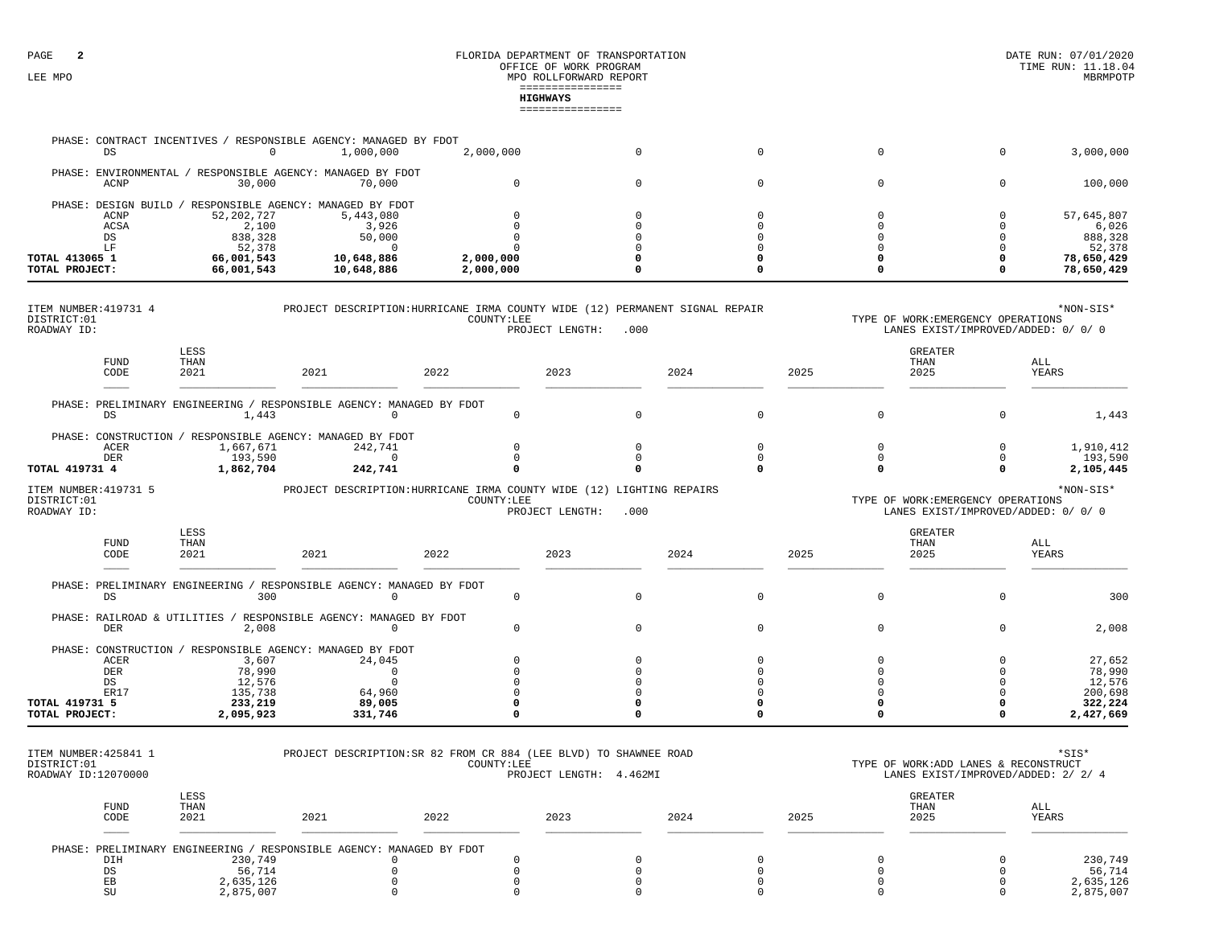## HIGHWAYS

| | LESS THAN 2021 | 2021 | 2022 | 2023 | 2024 | 2025 | GREATER THAN 2025 | ALL YEARS |
|---|---|---|---|---|---|---|---|---|
| **PHASE: CONTRACT INCENTIVES / RESPONSIBLE AGENCY: MANAGED BY FDOT** | | | | | | | | |
| DS | 0 | 1,000,000 | 2,000,000 | 0 | 0 | 0 | 0 | 3,000,000 |
| **PHASE: ENVIRONMENTAL / RESPONSIBLE AGENCY: MANAGED BY FDOT** | | | | | | | | |
| ACNP | 30,000 | 70,000 | 0 | 0 | 0 | 0 | 0 | 100,000 |
| **PHASE: DESIGN BUILD / RESPONSIBLE AGENCY: MANAGED BY FDOT** | | | | | | | | |
| ACNP | 52,202,727 | 5,443,080 | 0 | 0 | 0 | 0 | 0 | 57,645,807 |
| ACSA | 2,100 | 3,926 | 0 | 0 | 0 | 0 | 0 | 6,026 |
| DS | 838,328 | 50,000 | 0 | 0 | 0 | 0 | 0 | 888,328 |
| LF | 52,378 | 0 | 0 | 0 | 0 | 0 | 0 | 52,378 |
| **TOTAL 413065 1** | **66,001,543** | **10,648,886** | **2,000,000** | **0** | **0** | **0** | **0** | **78,650,429** |
| **TOTAL PROJECT:** | **66,001,543** | **10,648,886** | **2,000,000** | **0** | **0** | **0** | **0** | **78,650,429** |

ITEM NUMBER:419731 4 PROJECT DESCRIPTION:HURRICANE IRMA COUNTY WIDE (12) PERMANENT SIGNAL REPAIR *NON-SIS*
DISTRICT:01 COUNTY:LEE TYPE OF WORK:EMERGENCY OPERATIONS
ROADWAY ID: PROJECT LENGTH: .000 LANES EXIST/IMPROVED/ADDED: 0/ 0/ 0

| FUND CODE | LESS THAN 2021 | 2021 | 2022 | 2023 | 2024 | 2025 | GREATER THAN 2025 | ALL YEARS |
|---|---|---|---|---|---|---|---|---|
| **PHASE: PRELIMINARY ENGINEERING / RESPONSIBLE AGENCY: MANAGED BY FDOT** | | | | | | | | |
| DS | 1,443 | 0 | 0 | 0 | 0 | 0 | 0 | 1,443 |
| **PHASE: CONSTRUCTION / RESPONSIBLE AGENCY: MANAGED BY FDOT** | | | | | | | | |
| ACER | 1,667,671 | 242,741 | 0 | 0 | 0 | 0 | 0 | 1,910,412 |
| DER | 193,590 | 0 | 0 | 0 | 0 | 0 | 0 | 193,590 |
| **TOTAL 419731 4** | **1,862,704** | **242,741** | **0** | **0** | **0** | **0** | **0** | **2,105,445** |

ITEM NUMBER:419731 5 PROJECT DESCRIPTION:HURRICANE IRMA COUNTY WIDE (12) LIGHTING REPAIRS *NON-SIS*
DISTRICT:01 COUNTY:LEE TYPE OF WORK:EMERGENCY OPERATIONS
ROADWAY ID: PROJECT LENGTH: .000 LANES EXIST/IMPROVED/ADDED: 0/ 0/ 0

| FUND CODE | LESS THAN 2021 | 2021 | 2022 | 2023 | 2024 | 2025 | GREATER THAN 2025 | ALL YEARS |
|---|---|---|---|---|---|---|---|---|
| **PHASE: PRELIMINARY ENGINEERING / RESPONSIBLE AGENCY: MANAGED BY FDOT** | | | | | | | | |
| DS | 300 | 0 | 0 | 0 | 0 | 0 | 0 | 300 |
| **PHASE: RAILROAD & UTILITIES / RESPONSIBLE AGENCY: MANAGED BY FDOT** | | | | | | | | |
| DER | 2,008 | 0 | 0 | 0 | 0 | 0 | 0 | 2,008 |
| **PHASE: CONSTRUCTION / RESPONSIBLE AGENCY: MANAGED BY FDOT** | | | | | | | | |
| ACER | 3,607 | 24,045 | 0 | 0 | 0 | 0 | 0 | 27,652 |
| DER | 78,990 | 0 | 0 | 0 | 0 | 0 | 0 | 78,990 |
| DS | 12,576 | 0 | 0 | 0 | 0 | 0 | 0 | 12,576 |
| ER17 | 135,738 | 64,960 | 0 | 0 | 0 | 0 | 0 | 200,698 |
| **TOTAL 419731 5** | **233,219** | **89,005** | **0** | **0** | **0** | **0** | **0** | **322,224** |
| **TOTAL PROJECT:** | **2,095,923** | **331,746** | **0** | **0** | **0** | **0** | **0** | **2,427,669** |

ITEM NUMBER:425841 1 PROJECT DESCRIPTION:SR 82 FROM CR 884 (LEE BLVD) TO SHAWNEE ROAD *SIS*
DISTRICT:01 COUNTY:LEE TYPE OF WORK:ADD LANES & RECONSTRUCT
ROADWAY ID:12070000 PROJECT LENGTH: 4.462MI LANES EXIST/IMPROVED/ADDED: 2/ 2/ 4

| FUND CODE | LESS THAN 2021 | 2021 | 2022 | 2023 | 2024 | 2025 | GREATER THAN 2025 | ALL YEARS |
|---|---|---|---|---|---|---|---|---|
| **PHASE: PRELIMINARY ENGINEERING / RESPONSIBLE AGENCY: MANAGED BY FDOT** | | | | | | | | |
| DIH | 230,749 | 0 | 0 | 0 | 0 | 0 | 0 | 230,749 |
| DS | 56,714 | 0 | 0 | 0 | 0 | 0 | 0 | 56,714 |
| EB | 2,635,126 | 0 | 0 | 0 | 0 | 0 | 0 | 2,635,126 |
| SU | 2,875,007 | 0 | 0 | 0 | 0 | 0 | 0 | 2,875,007 |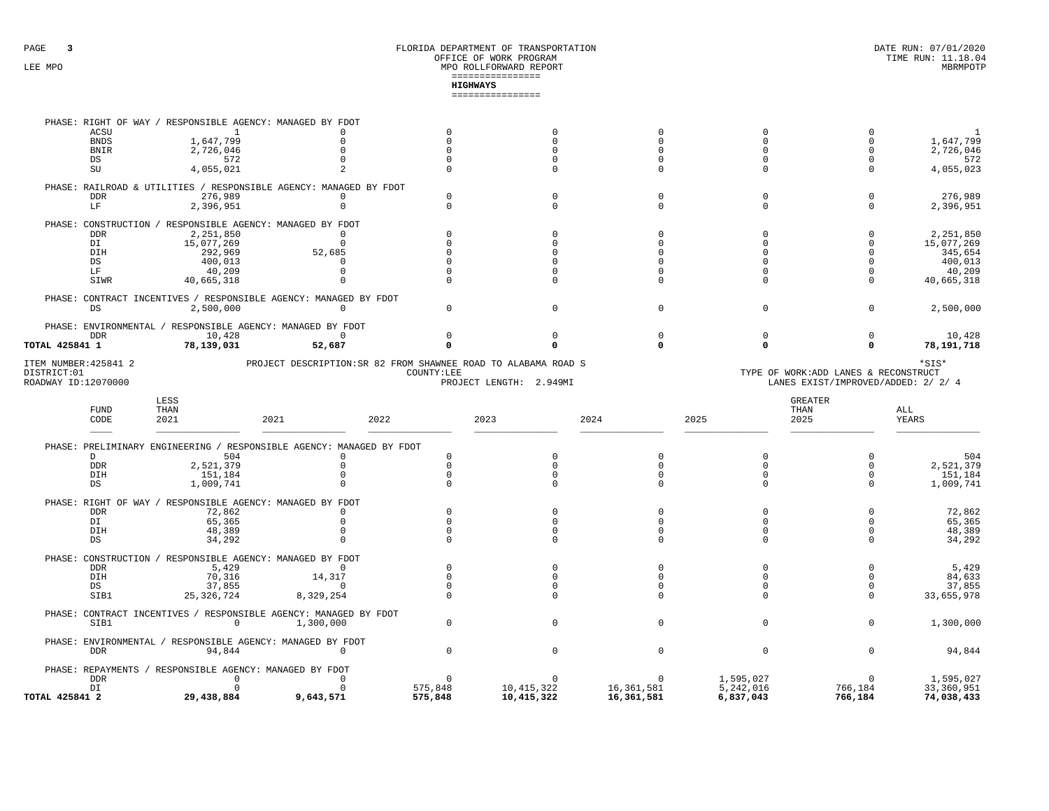# HIGHWAYS

| FUND CODE | LESS THAN 2021 | 2021 | 2022 | 2023 | 2024 | 2025 | GREATER THAN 2025 | ALL YEARS |
|---|---|---|---|---|---|---|---|---|
| PHASE: RIGHT OF WAY / RESPONSIBLE AGENCY: MANAGED BY FDOT | | | | | | | | |
| ACSU | 1 | 0 | 0 | 0 | 0 | 0 | 0 | 1 |
| BNDS | 1,647,799 | 0 | 0 | 0 | 0 | 0 | 0 | 1,647,799 |
| BNIR | 2,726,046 | 0 | 0 | 0 | 0 | 0 | 0 | 2,726,046 |
| DS | 572 | 0 | 0 | 0 | 0 | 0 | 0 | 572 |
| SU | 4,055,021 | 2 | 0 | 0 | 0 | 0 | 0 | 4,055,023 |
| PHASE: RAILROAD & UTILITIES / RESPONSIBLE AGENCY: MANAGED BY FDOT | | | | | | | | |
| DDR | 276,989 | 0 | 0 | 0 | 0 | 0 | 0 | 276,989 |
| LF | 2,396,951 | 0 | 0 | 0 | 0 | 0 | 0 | 2,396,951 |
| PHASE: CONSTRUCTION / RESPONSIBLE AGENCY: MANAGED BY FDOT | | | | | | | | |
| DDR | 2,251,850 | 0 | 0 | 0 | 0 | 0 | 0 | 2,251,850 |
| DI | 15,077,269 | 0 | 0 | 0 | 0 | 0 | 0 | 15,077,269 |
| DIH | 292,969 | 52,685 | 0 | 0 | 0 | 0 | 0 | 345,654 |
| DS | 400,013 | 0 | 0 | 0 | 0 | 0 | 0 | 400,013 |
| LF | 40,209 | 0 | 0 | 0 | 0 | 0 | 0 | 40,209 |
| SIWR | 40,665,318 | 0 | 0 | 0 | 0 | 0 | 0 | 40,665,318 |
| PHASE: CONTRACT INCENTIVES / RESPONSIBLE AGENCY: MANAGED BY FDOT | | | | | | | | |
| DS | 2,500,000 | 0 | 0 | 0 | 0 | 0 | 0 | 2,500,000 |
| PHASE: ENVIRONMENTAL / RESPONSIBLE AGENCY: MANAGED BY FDOT | | | | | | | | |
| DDR | 10,428 | 0 | 0 | 0 | 0 | 0 | 0 | 10,428 |
| **TOTAL 425841 1** | **78,139,031** | **52,687** | **0** | **0** | **0** | **0** | **0** | **78,191,718** |

ITEM NUMBER:425841 2 PROJECT DESCRIPTION:SR 82 FROM SHAWNEE ROAD TO ALABAMA ROAD S *SIS*
DISTRICT:01 COUNTY:LEE TYPE OF WORK:ADD LANES & RECONSTRUCT
ROADWAY ID:12070000 PROJECT LENGTH: 2.949MI LANES EXIST/IMPROVED/ADDED: 2/ 2/ 4

| FUND CODE | LESS THAN 2021 | 2021 | 2022 | 2023 | 2024 | 2025 | GREATER THAN 2025 | ALL YEARS |
|---|---|---|---|---|---|---|---|---|
| PHASE: PRELIMINARY ENGINEERING / RESPONSIBLE AGENCY: MANAGED BY FDOT | | | | | | | | |
| D | 504 | 0 | 0 | 0 | 0 | 0 | 0 | 504 |
| DDR | 2,521,379 | 0 | 0 | 0 | 0 | 0 | 0 | 2,521,379 |
| DIH | 151,184 | 0 | 0 | 0 | 0 | 0 | 0 | 151,184 |
| DS | 1,009,741 | 0 | 0 | 0 | 0 | 0 | 0 | 1,009,741 |
| PHASE: RIGHT OF WAY / RESPONSIBLE AGENCY: MANAGED BY FDOT | | | | | | | | |
| DDR | 72,862 | 0 | 0 | 0 | 0 | 0 | 0 | 72,862 |
| DI | 65,365 | 0 | 0 | 0 | 0 | 0 | 0 | 65,365 |
| DIH | 48,389 | 0 | 0 | 0 | 0 | 0 | 0 | 48,389 |
| DS | 34,292 | 0 | 0 | 0 | 0 | 0 | 0 | 34,292 |
| PHASE: CONSTRUCTION / RESPONSIBLE AGENCY: MANAGED BY FDOT | | | | | | | | |
| DDR | 5,429 | 0 | 0 | 0 | 0 | 0 | 0 | 5,429 |
| DIH | 70,316 | 14,317 | 0 | 0 | 0 | 0 | 0 | 84,633 |
| DS | 37,855 | 0 | 0 | 0 | 0 | 0 | 0 | 37,855 |
| SIB1 | 25,326,724 | 8,329,254 | 0 | 0 | 0 | 0 | 0 | 33,655,978 |
| PHASE: CONTRACT INCENTIVES / RESPONSIBLE AGENCY: MANAGED BY FDOT | | | | | | | | |
| SIB1 | 0 | 1,300,000 | 0 | 0 | 0 | 0 | 0 | 1,300,000 |
| PHASE: ENVIRONMENTAL / RESPONSIBLE AGENCY: MANAGED BY FDOT | | | | | | | | |
| DDR | 94,844 | 0 | 0 | 0 | 0 | 0 | 0 | 94,844 |
| PHASE: REPAYMENTS / RESPONSIBLE AGENCY: MANAGED BY FDOT | | | | | | | | |
| DDR | 0 | 0 | 0 | 0 | 0 | 1,595,027 | 0 | 1,595,027 |
| DI | 0 | 0 | 575,848 | 10,415,322 | 16,361,581 | 5,242,016 | 766,184 | 33,360,951 |
| **TOTAL 425841 2** | **29,438,884** | **9,643,571** | **575,848** | **10,415,322** | **16,361,581** | **6,837,043** | **766,184** | **74,038,433** |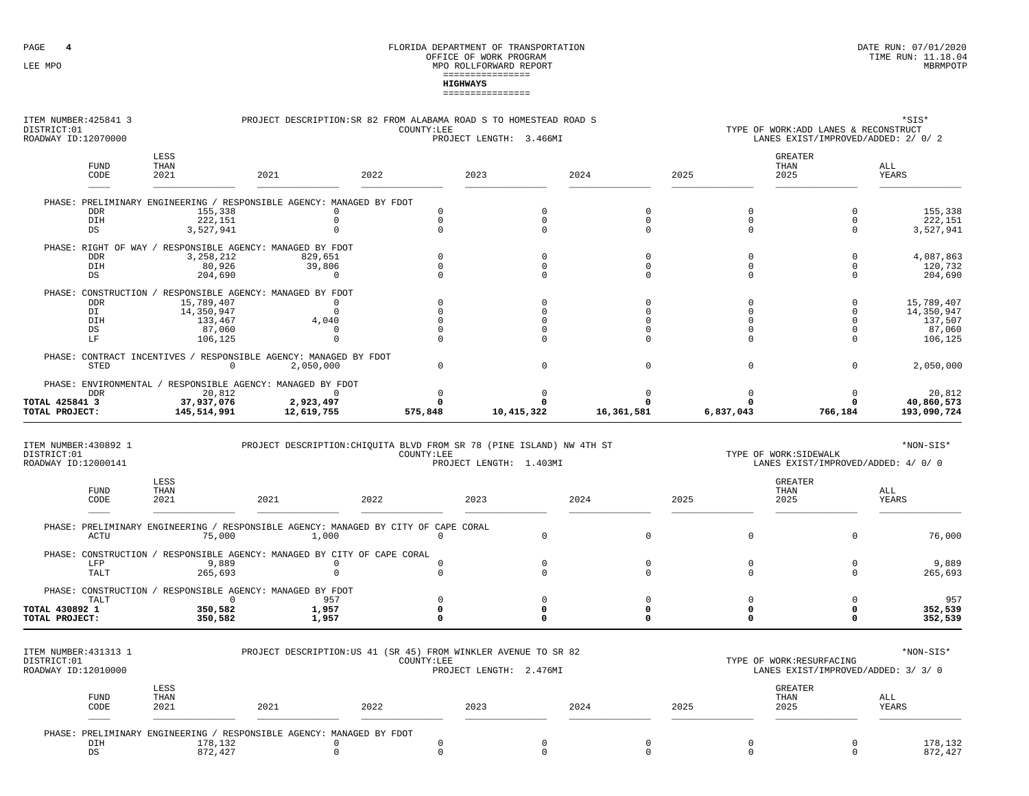FLORIDA DEPARTMENT OF TRANSPORTATION
OFFICE OF WORK PROGRAM
MPO ROLLFORWARD REPORT

LEE MPO

DATE RUN: 07/01/2020
TIME RUN: 11.18.04
MBRMPOTP

## HIGHWAYS

ITEM NUMBER:425841 3 — PROJECT DESCRIPTION:SR 82 FROM ALABAMA ROAD S TO HOMESTEAD ROAD S — *SIS*
DISTRICT:01 — COUNTY:LEE — TYPE OF WORK:ADD LANES & RECONSTRUCT
ROADWAY ID:12070000 — PROJECT LENGTH: 3.466MI — LANES EXIST/IMPROVED/ADDED: 2/ 0/ 2

| FUND CODE | LESS THAN 2021 | 2021 | 2022 | 2023 | 2024 | 2025 | GREATER THAN 2025 | ALL YEARS |
|---|---|---|---|---|---|---|---|---|
| PHASE: PRELIMINARY ENGINEERING / RESPONSIBLE AGENCY: MANAGED BY FDOT | | | | | | | | |
| DDR | 155,338 | 0 | 0 | 0 | 0 | 0 | 0 | 155,338 |
| DIH | 222,151 | 0 | 0 | 0 | 0 | 0 | 0 | 222,151 |
| DS | 3,527,941 | 0 | 0 | 0 | 0 | 0 | 0 | 3,527,941 |
| PHASE: RIGHT OF WAY / RESPONSIBLE AGENCY: MANAGED BY FDOT | | | | | | | | |
| DDR | 3,258,212 | 829,651 | 0 | 0 | 0 | 0 | 0 | 4,087,863 |
| DIH | 80,926 | 39,806 | 0 | 0 | 0 | 0 | 0 | 120,732 |
| DS | 204,690 | 0 | 0 | 0 | 0 | 0 | 0 | 204,690 |
| PHASE: CONSTRUCTION / RESPONSIBLE AGENCY: MANAGED BY FDOT | | | | | | | | |
| DDR | 15,789,407 | 0 | 0 | 0 | 0 | 0 | 0 | 15,789,407 |
| DI | 14,350,947 | 0 | 0 | 0 | 0 | 0 | 0 | 14,350,947 |
| DIH | 133,467 | 4,040 | 0 | 0 | 0 | 0 | 0 | 137,507 |
| DS | 87,060 | 0 | 0 | 0 | 0 | 0 | 0 | 87,060 |
| LF | 106,125 | 0 | 0 | 0 | 0 | 0 | 0 | 106,125 |
| PHASE: CONTRACT INCENTIVES / RESPONSIBLE AGENCY: MANAGED BY FDOT | | | | | | | | |
| STED | 0 | 2,050,000 | 0 | 0 | 0 | 0 | 0 | 2,050,000 |
| PHASE: ENVIRONMENTAL / RESPONSIBLE AGENCY: MANAGED BY FDOT | | | | | | | | |
| DDR | 20,812 | 0 | 0 | 0 | 0 | 0 | 0 | 20,812 |
| **TOTAL 425841 3** | **37,937,076** | **2,923,497** | **0** | **0** | **0** | **0** | **0** | **40,860,573** |
| **TOTAL PROJECT:** | **145,514,991** | **12,619,755** | **575,848** | **10,415,322** | **16,361,581** | **6,837,043** | **766,184** | **193,090,724** |

ITEM NUMBER:430892 1 — PROJECT DESCRIPTION:CHIQUITA BLVD FROM SR 78 (PINE ISLAND) NW 4TH ST — *NON-SIS*
DISTRICT:01 — COUNTY:LEE — TYPE OF WORK:SIDEWALK
ROADWAY ID:12000141 — PROJECT LENGTH: 1.403MI — LANES EXIST/IMPROVED/ADDED: 4/ 0/ 0

| FUND CODE | LESS THAN 2021 | 2021 | 2022 | 2023 | 2024 | 2025 | GREATER THAN 2025 | ALL YEARS |
|---|---|---|---|---|---|---|---|---|
| PHASE: PRELIMINARY ENGINEERING / RESPONSIBLE AGENCY: MANAGED BY CITY OF CAPE CORAL | | | | | | | | |
| ACTU | 75,000 | 1,000 | 0 | 0 | 0 | 0 | 0 | 76,000 |
| PHASE: CONSTRUCTION / RESPONSIBLE AGENCY: MANAGED BY CITY OF CAPE CORAL | | | | | | | | |
| LFP | 9,889 | 0 | 0 | 0 | 0 | 0 | 0 | 9,889 |
| TALT | 265,693 | 0 | 0 | 0 | 0 | 0 | 0 | 265,693 |
| PHASE: CONSTRUCTION / RESPONSIBLE AGENCY: MANAGED BY FDOT | | | | | | | | |
| TALT | 0 | 957 | 0 | 0 | 0 | 0 | 0 | 957 |
| **TOTAL 430892 1** | **350,582** | **1,957** | **0** | **0** | **0** | **0** | **0** | **352,539** |
| **TOTAL PROJECT:** | **350,582** | **1,957** | **0** | **0** | **0** | **0** | **0** | **352,539** |

ITEM NUMBER:431313 1 — PROJECT DESCRIPTION:US 41 (SR 45) FROM WINKLER AVENUE TO SR 82 — *NON-SIS*
DISTRICT:01 — COUNTY:LEE — TYPE OF WORK:RESURFACING
ROADWAY ID:12010000 — PROJECT LENGTH: 2.476MI — LANES EXIST/IMPROVED/ADDED: 3/ 3/ 0

| FUND CODE | LESS THAN 2021 | 2021 | 2022 | 2023 | 2024 | 2025 | GREATER THAN 2025 | ALL YEARS |
|---|---|---|---|---|---|---|---|---|
| PHASE: PRELIMINARY ENGINEERING / RESPONSIBLE AGENCY: MANAGED BY FDOT | | | | | | | | |
| DIH | 178,132 | 0 | 0 | 0 | 0 | 0 | 0 | 178,132 |
| DS | 872,427 | 0 | 0 | 0 | 0 | 0 | 0 | 872,427 |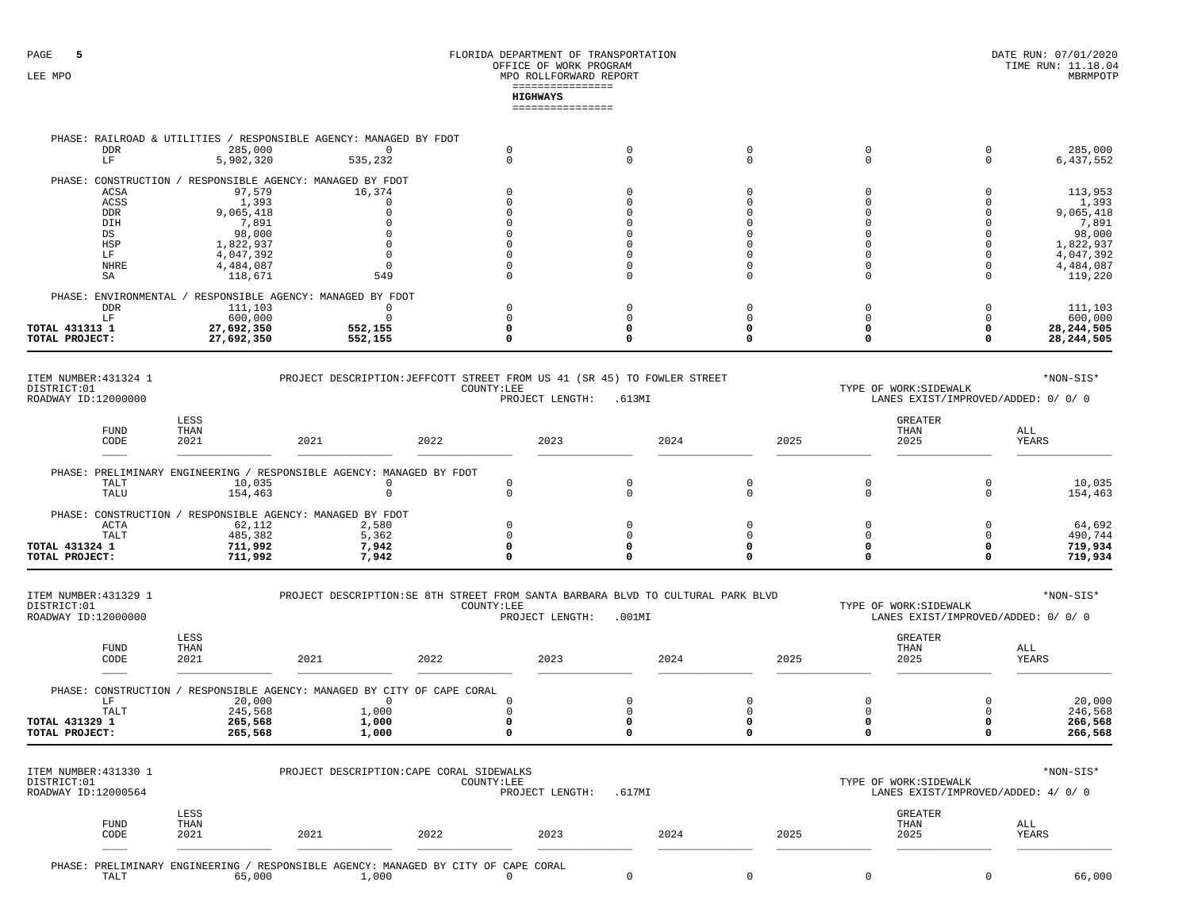## HIGHWAYS

| FUND CODE | LESS THAN 2021 | 2021 | 2022 | 2023 | 2024 | 2025 | GREATER THAN 2025 | ALL YEARS |
|---|---|---|---|---|---|---|---|---|
| PHASE: RAILROAD & UTILITIES / RESPONSIBLE AGENCY: MANAGED BY FDOT | | | | | | | | |
| DDR | 285,000 | 0 | 0 | 0 | 0 | 0 | 0 | 285,000 |
| LF | 5,902,320 | 535,232 | 0 | 0 | 0 | 0 | 0 | 6,437,552 |
| PHASE: CONSTRUCTION / RESPONSIBLE AGENCY: MANAGED BY FDOT | | | | | | | | |
| ACSA | 97,579 | 16,374 | 0 | 0 | 0 | 0 | 0 | 113,953 |
| ACSS | 1,393 | 0 | 0 | 0 | 0 | 0 | 0 | 1,393 |
| DDR | 9,065,418 | 0 | 0 | 0 | 0 | 0 | 0 | 9,065,418 |
| DIH | 7,891 | 0 | 0 | 0 | 0 | 0 | 0 | 7,891 |
| DS | 98,000 | 0 | 0 | 0 | 0 | 0 | 0 | 98,000 |
| HSP | 1,822,937 | 0 | 0 | 0 | 0 | 0 | 0 | 1,822,937 |
| LF | 4,047,392 | 0 | 0 | 0 | 0 | 0 | 0 | 4,047,392 |
| NHRE | 4,484,087 | 0 | 0 | 0 | 0 | 0 | 0 | 4,484,087 |
| SA | 118,671 | 549 | 0 | 0 | 0 | 0 | 0 | 119,220 |
| PHASE: ENVIRONMENTAL / RESPONSIBLE AGENCY: MANAGED BY FDOT | | | | | | | | |
| DDR | 111,103 | 0 | 0 | 0 | 0 | 0 | 0 | 111,103 |
| LF | 600,000 | 0 | 0 | 0 | 0 | 0 | 0 | 600,000 |
| **TOTAL 431313 1** | **27,692,350** | **552,155** | **0** | **0** | **0** | **0** | **0** | **28,244,505** |
| **TOTAL PROJECT:** | **27,692,350** | **552,155** | **0** | **0** | **0** | **0** | **0** | **28,244,505** |

ITEM NUMBER:431324 1 PROJECT DESCRIPTION:JEFFCOTT STREET FROM US 41 (SR 45) TO FOWLER STREET *NON-SIS*
DISTRICT:01 COUNTY:LEE TYPE OF WORK:SIDEWALK
ROADWAY ID:12000000 PROJECT LENGTH: .613MI LANES EXIST/IMPROVED/ADDED: 0/ 0/ 0

| FUND CODE | LESS THAN 2021 | 2021 | 2022 | 2023 | 2024 | 2025 | GREATER THAN 2025 | ALL YEARS |
|---|---|---|---|---|---|---|---|---|
| PHASE: PRELIMINARY ENGINEERING / RESPONSIBLE AGENCY: MANAGED BY FDOT | | | | | | | | |
| TALT | 10,035 | 0 | 0 | 0 | 0 | 0 | 0 | 10,035 |
| TALU | 154,463 | 0 | 0 | 0 | 0 | 0 | 0 | 154,463 |
| PHASE: CONSTRUCTION / RESPONSIBLE AGENCY: MANAGED BY FDOT | | | | | | | | |
| ACTA | 62,112 | 2,580 | 0 | 0 | 0 | 0 | 0 | 64,692 |
| TALT | 485,382 | 5,362 | 0 | 0 | 0 | 0 | 0 | 490,744 |
| **TOTAL 431324 1** | **711,992** | **7,942** | **0** | **0** | **0** | **0** | **0** | **719,934** |
| **TOTAL PROJECT:** | **711,992** | **7,942** | **0** | **0** | **0** | **0** | **0** | **719,934** |

ITEM NUMBER:431329 1 PROJECT DESCRIPTION:SE 8TH STREET FROM SANTA BARBARA BLVD TO CULTURAL PARK BLVD *NON-SIS*
DISTRICT:01 COUNTY:LEE TYPE OF WORK:SIDEWALK
ROADWAY ID:12000000 PROJECT LENGTH: .001MI LANES EXIST/IMPROVED/ADDED: 0/ 0/ 0

| FUND CODE | LESS THAN 2021 | 2021 | 2022 | 2023 | 2024 | 2025 | GREATER THAN 2025 | ALL YEARS |
|---|---|---|---|---|---|---|---|---|
| PHASE: CONSTRUCTION / RESPONSIBLE AGENCY: MANAGED BY CITY OF CAPE CORAL | | | | | | | | |
| LF | 20,000 | 0 | 0 | 0 | 0 | 0 | 0 | 20,000 |
| TALT | 245,568 | 1,000 | 0 | 0 | 0 | 0 | 0 | 246,568 |
| **TOTAL 431329 1** | **265,568** | **1,000** | **0** | **0** | **0** | **0** | **0** | **266,568** |
| **TOTAL PROJECT:** | **265,568** | **1,000** | **0** | **0** | **0** | **0** | **0** | **266,568** |

ITEM NUMBER:431330 1 PROJECT DESCRIPTION:CAPE CORAL SIDEWALKS *NON-SIS*
DISTRICT:01 COUNTY:LEE TYPE OF WORK:SIDEWALK
ROADWAY ID:12000564 PROJECT LENGTH: .617MI LANES EXIST/IMPROVED/ADDED: 4/ 0/ 0

| FUND CODE | LESS THAN 2021 | 2021 | 2022 | 2023 | 2024 | 2025 | GREATER THAN 2025 | ALL YEARS |
|---|---|---|---|---|---|---|---|---|
| PHASE: PRELIMINARY ENGINEERING / RESPONSIBLE AGENCY: MANAGED BY CITY OF CAPE CORAL | | | | | | | | |
| TALT | 65,000 | 1,000 | 0 | 0 | 0 | 0 | 0 | 66,000 |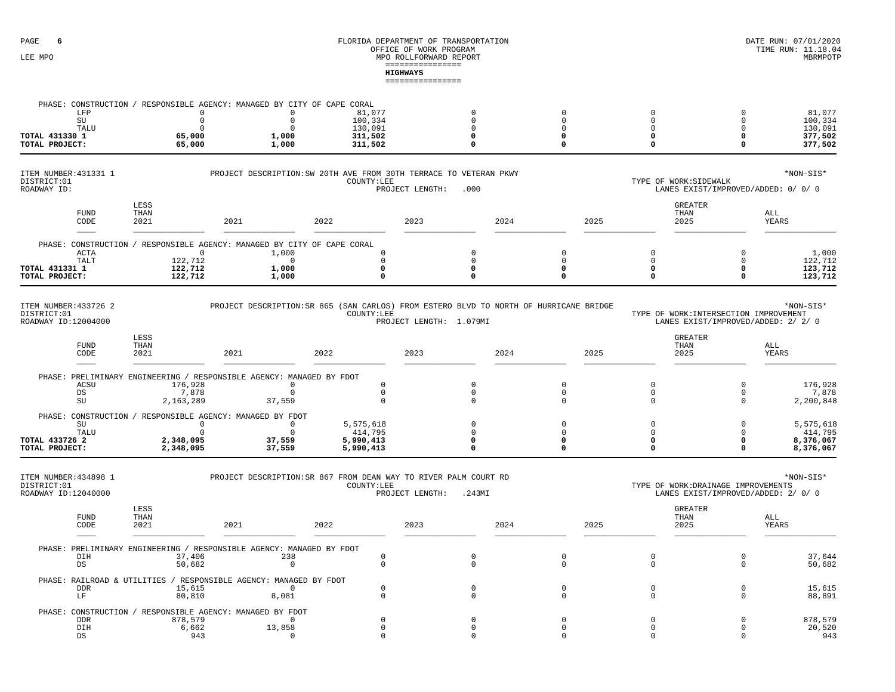## HIGHWAYS

| | LESS THAN 2021 | 2021 | 2022 | 2023 | 2024 | 2025 | GREATER THAN 2025 | ALL YEARS |
|---|---|---|---|---|---|---|---|---|
| PHASE: CONSTRUCTION / RESPONSIBLE AGENCY: MANAGED BY CITY OF CAPE CORAL | | | | | | | | |
| LFP | 0 | 0 | 81,077 | 0 | 0 | 0 | 0 | 81,077 |
| SU | 0 | 0 | 100,334 | 0 | 0 | 0 | 0 | 100,334 |
| TALU | 0 | 0 | 130,091 | 0 | 0 | 0 | 0 | 130,091 |
| **TOTAL 431330 1** | **65,000** | **1,000** | **311,502** | **0** | **0** | **0** | **0** | **377,502** |
| **TOTAL PROJECT:** | **65,000** | **1,000** | **311,502** | **0** | **0** | **0** | **0** | **377,502** |

ITEM NUMBER:431331 1 PROJECT DESCRIPTION:SW 20TH AVE FROM 30TH TERRACE TO VETERAN PKWY *NON-SIS*
DISTRICT:01 COUNTY:LEE TYPE OF WORK:SIDEWALK
ROADWAY ID: PROJECT LENGTH: .000 LANES EXIST/IMPROVED/ADDED: 0/ 0/ 0

| FUND CODE | LESS THAN 2021 | 2021 | 2022 | 2023 | 2024 | 2025 | GREATER THAN 2025 | ALL YEARS |
|---|---|---|---|---|---|---|---|---|
| PHASE: CONSTRUCTION / RESPONSIBLE AGENCY: MANAGED BY CITY OF CAPE CORAL | | | | | | | | |
| ACTA | 0 | 1,000 | 0 | 0 | 0 | 0 | 0 | 1,000 |
| TALT | 122,712 | 0 | 0 | 0 | 0 | 0 | 0 | 122,712 |
| **TOTAL 431331 1** | **122,712** | **1,000** | **0** | **0** | **0** | **0** | **0** | **123,712** |
| **TOTAL PROJECT:** | **122,712** | **1,000** | **0** | **0** | **0** | **0** | **0** | **123,712** |

ITEM NUMBER:433726 2 PROJECT DESCRIPTION:SR 865 (SAN CARLOS) FROM ESTERO BLVD TO NORTH OF HURRICANE BRIDGE *NON-SIS*
DISTRICT:01 COUNTY:LEE TYPE OF WORK:INTERSECTION IMPROVEMENT
ROADWAY ID:12004000 PROJECT LENGTH: 1.079MI LANES EXIST/IMPROVED/ADDED: 2/ 2/ 0

| FUND CODE | LESS THAN 2021 | 2021 | 2022 | 2023 | 2024 | 2025 | GREATER THAN 2025 | ALL YEARS |
|---|---|---|---|---|---|---|---|---|
| PHASE: PRELIMINARY ENGINEERING / RESPONSIBLE AGENCY: MANAGED BY FDOT | | | | | | | | |
| ACSU | 176,928 | 0 | 0 | 0 | 0 | 0 | 0 | 176,928 |
| DS | 7,878 | 0 | 0 | 0 | 0 | 0 | 0 | 7,878 |
| SU | 2,163,289 | 37,559 | 0 | 0 | 0 | 0 | 0 | 2,200,848 |
| PHASE: CONSTRUCTION / RESPONSIBLE AGENCY: MANAGED BY FDOT | | | | | | | | |
| SU | 0 | 0 | 5,575,618 | 0 | 0 | 0 | 0 | 5,575,618 |
| TALU | 0 | 0 | 414,795 | 0 | 0 | 0 | 0 | 414,795 |
| **TOTAL 433726 2** | **2,348,095** | **37,559** | **5,990,413** | **0** | **0** | **0** | **0** | **8,376,067** |
| **TOTAL PROJECT:** | **2,348,095** | **37,559** | **5,990,413** | **0** | **0** | **0** | **0** | **8,376,067** |

ITEM NUMBER:434898 1 PROJECT DESCRIPTION:SR 867 FROM DEAN WAY TO RIVER PALM COURT RD *NON-SIS*
DISTRICT:01 COUNTY:LEE TYPE OF WORK:DRAINAGE IMPROVEMENTS
ROADWAY ID:12040000 PROJECT LENGTH: .243MI LANES EXIST/IMPROVED/ADDED: 2/ 0/ 0

| FUND CODE | LESS THAN 2021 | 2021 | 2022 | 2023 | 2024 | 2025 | GREATER THAN 2025 | ALL YEARS |
|---|---|---|---|---|---|---|---|---|
| PHASE: PRELIMINARY ENGINEERING / RESPONSIBLE AGENCY: MANAGED BY FDOT | | | | | | | | |
| DIH | 37,406 | 238 | 0 | 0 | 0 | 0 | 0 | 37,644 |
| DS | 50,682 | 0 | 0 | 0 | 0 | 0 | 0 | 50,682 |
| PHASE: RAILROAD & UTILITIES / RESPONSIBLE AGENCY: MANAGED BY FDOT | | | | | | | | |
| DDR | 15,615 | 0 | 0 | 0 | 0 | 0 | 0 | 15,615 |
| LF | 80,810 | 8,081 | 0 | 0 | 0 | 0 | 0 | 88,891 |
| PHASE: CONSTRUCTION / RESPONSIBLE AGENCY: MANAGED BY FDOT | | | | | | | | |
| DDR | 878,579 | 0 | 0 | 0 | 0 | 0 | 0 | 878,579 |
| DIH | 6,662 | 13,858 | 0 | 0 | 0 | 0 | 0 | 20,520 |
| DS | 943 | 0 | 0 | 0 | 0 | 0 | 0 | 943 |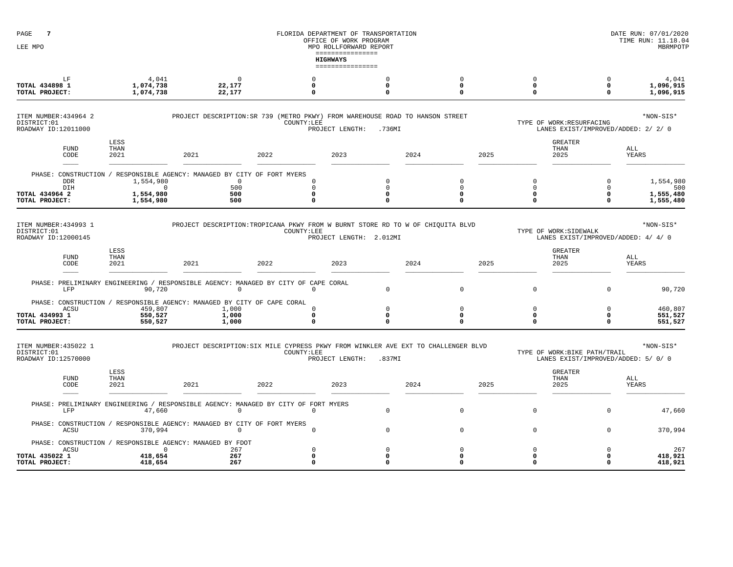## HIGHWAYS

| | LESS THAN 2021 | 2021 | 2022 | 2023 | 2024 | 2025 | GREATER THAN 2025 | ALL YEARS |
|---|---|---|---|---|---|---|---|---|
| LF | 4,041 | 0 | 0 | 0 | 0 | 0 | 0 | 4,041 |
| **TOTAL 434898 1** | **1,074,738** | **22,177** | **0** | **0** | **0** | **0** | **0** | **1,096,915** |
| **TOTAL PROJECT:** | **1,074,738** | **22,177** | **0** | **0** | **0** | **0** | **0** | **1,096,915** |

ITEM NUMBER:434964 2 PROJECT DESCRIPTION:SR 739 (METRO PKWY) FROM WAREHOUSE ROAD TO HANSON STREET *NON-SIS*
DISTRICT:01 COUNTY:LEE TYPE OF WORK:RESURFACING
ROADWAY ID:12011000 PROJECT LENGTH: .736MI LANES EXIST/IMPROVED/ADDED: 2/ 2/ 0

| FUND CODE | LESS THAN 2021 | 2021 | 2022 | 2023 | 2024 | 2025 | GREATER THAN 2025 | ALL YEARS |
|---|---|---|---|---|---|---|---|---|
| PHASE: CONSTRUCTION / RESPONSIBLE AGENCY: MANAGED BY CITY OF FORT MYERS | | | | | | | | |
| DDR | 1,554,980 | 0 | 0 | 0 | 0 | 0 | 0 | 1,554,980 |
| DIH | 0 | 500 | 0 | 0 | 0 | 0 | 0 | 500 |
| **TOTAL 434964 2** | **1,554,980** | **500** | **0** | **0** | **0** | **0** | **0** | **1,555,480** |
| **TOTAL PROJECT:** | **1,554,980** | **500** | **0** | **0** | **0** | **0** | **0** | **1,555,480** |

ITEM NUMBER:434993 1 PROJECT DESCRIPTION:TROPICANA PKWY FROM W BURNT STORE RD TO W OF CHIQUITA BLVD *NON-SIS*
DISTRICT:01 COUNTY:LEE TYPE OF WORK:SIDEWALK
ROADWAY ID:12000145 PROJECT LENGTH: 2.012MI LANES EXIST/IMPROVED/ADDED: 4/ 4/ 0

| FUND CODE | LESS THAN 2021 | 2021 | 2022 | 2023 | 2024 | 2025 | GREATER THAN 2025 | ALL YEARS |
|---|---|---|---|---|---|---|---|---|
| PHASE: PRELIMINARY ENGINEERING / RESPONSIBLE AGENCY: MANAGED BY CITY OF CAPE CORAL | | | | | | | | |
| LFP | 90,720 | 0 | 0 | 0 | 0 | 0 | 0 | 90,720 |
| PHASE: CONSTRUCTION / RESPONSIBLE AGENCY: MANAGED BY CITY OF CAPE CORAL | | | | | | | | |
| ACSU | 459,807 | 1,000 | 0 | 0 | 0 | 0 | 0 | 460,807 |
| **TOTAL 434993 1** | **550,527** | **1,000** | **0** | **0** | **0** | **0** | **0** | **551,527** |
| **TOTAL PROJECT:** | **550,527** | **1,000** | **0** | **0** | **0** | **0** | **0** | **551,527** |

ITEM NUMBER:435022 1 PROJECT DESCRIPTION:SIX MILE CYPRESS PKWY FROM WINKLER AVE EXT TO CHALLENGER BLVD *NON-SIS*
DISTRICT:01 COUNTY:LEE TYPE OF WORK:BIKE PATH/TRAIL
ROADWAY ID:12570000 PROJECT LENGTH: .837MI LANES EXIST/IMPROVED/ADDED: 5/ 0/ 0

| FUND CODE | LESS THAN 2021 | 2021 | 2022 | 2023 | 2024 | 2025 | GREATER THAN 2025 | ALL YEARS |
|---|---|---|---|---|---|---|---|---|
| PHASE: PRELIMINARY ENGINEERING / RESPONSIBLE AGENCY: MANAGED BY CITY OF FORT MYERS | | | | | | | | |
| LFP | 47,660 | 0 | 0 | 0 | 0 | 0 | 0 | 47,660 |
| PHASE: CONSTRUCTION / RESPONSIBLE AGENCY: MANAGED BY CITY OF FORT MYERS | | | | | | | | |
| ACSU | 370,994 | 0 | 0 | 0 | 0 | 0 | 0 | 370,994 |
| PHASE: CONSTRUCTION / RESPONSIBLE AGENCY: MANAGED BY FDOT | | | | | | | | |
| ACSU | 0 | 267 | 0 | 0 | 0 | 0 | 0 | 267 |
| **TOTAL 435022 1** | **418,654** | **267** | **0** | **0** | **0** | **0** | **0** | **418,921** |
| **TOTAL PROJECT:** | **418,654** | **267** | **0** | **0** | **0** | **0** | **0** | **418,921** |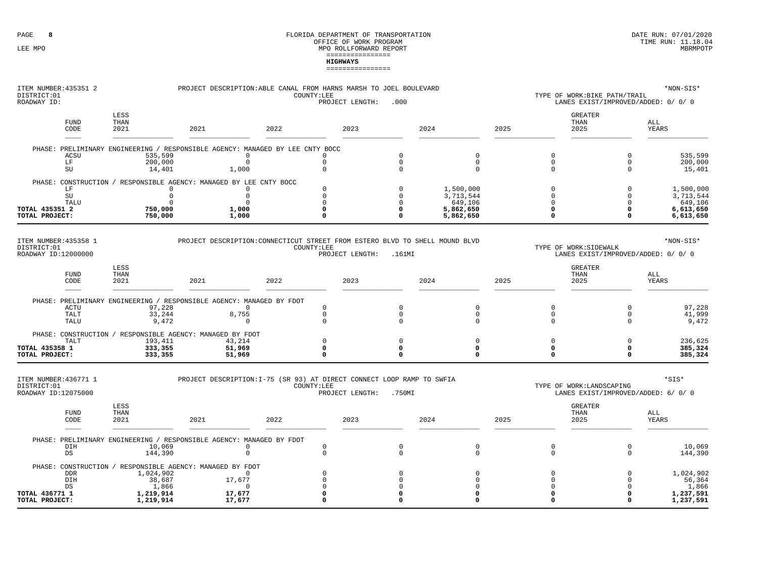# HIGHWAYS

**ITEM NUMBER:** 435351 2
**PROJECT DESCRIPTION:** ABLE CANAL FROM HARNS MARSH TO JOEL BOULEVARD
**DISTRICT:** 01
**COUNTY:** LEE
**ROADWAY ID:**
**PROJECT LENGTH:** .000
**TYPE OF WORK:** BIKE PATH/TRAIL
**LANES EXIST/IMPROVED/ADDED:** 0/ 0/ 0
*NON-SIS*

| FUND CODE | LESS THAN 2021 | 2021 | 2022 | 2023 | 2024 | 2025 | GREATER THAN 2025 | ALL YEARS |
|---|---|---|---|---|---|---|---|---|
| **PHASE: PRELIMINARY ENGINEERING / RESPONSIBLE AGENCY: MANAGED BY LEE CNTY BOCC** | | | | | | | | |
| ACSU | 535,599 | 0 | 0 | 0 | 0 | 0 | 0 | 535,599 |
| LF | 200,000 | 0 | 0 | 0 | 0 | 0 | 0 | 200,000 |
| SU | 14,401 | 1,000 | 0 | 0 | 0 | 0 | 0 | 15,401 |
| **PHASE: CONSTRUCTION / RESPONSIBLE AGENCY: MANAGED BY LEE CNTY BOCC** | | | | | | | | |
| LF | 0 | 0 | 0 | 0 | 1,500,000 | 0 | 0 | 1,500,000 |
| SU | 0 | 0 | 0 | 0 | 3,713,544 | 0 | 0 | 3,713,544 |
| TALU | 0 | 0 | 0 | 0 | 649,106 | 0 | 0 | 649,106 |
| **TOTAL 435351 2** | **750,000** | **1,000** | **0** | **0** | **5,862,650** | **0** | **0** | **6,613,650** |
| **TOTAL PROJECT:** | **750,000** | **1,000** | **0** | **0** | **5,862,650** | **0** | **0** | **6,613,650** |

**ITEM NUMBER:** 435358 1
**PROJECT DESCRIPTION:** CONNECTICUT STREET FROM ESTERO BLVD TO SHELL MOUND BLVD
**DISTRICT:** 01
**COUNTY:** LEE
**ROADWAY ID:** 12000000
**PROJECT LENGTH:** .161MI
**TYPE OF WORK:** SIDEWALK
**LANES EXIST/IMPROVED/ADDED:** 0/ 0/ 0
*NON-SIS*

| FUND CODE | LESS THAN 2021 | 2021 | 2022 | 2023 | 2024 | 2025 | GREATER THAN 2025 | ALL YEARS |
|---|---|---|---|---|---|---|---|---|
| **PHASE: PRELIMINARY ENGINEERING / RESPONSIBLE AGENCY: MANAGED BY FDOT** | | | | | | | | |
| ACTU | 97,228 | 0 | 0 | 0 | 0 | 0 | 0 | 97,228 |
| TALT | 33,244 | 8,755 | 0 | 0 | 0 | 0 | 0 | 41,999 |
| TALU | 9,472 | 0 | 0 | 0 | 0 | 0 | 0 | 9,472 |
| **PHASE: CONSTRUCTION / RESPONSIBLE AGENCY: MANAGED BY FDOT** | | | | | | | | |
| TALT | 193,411 | 43,214 | 0 | 0 | 0 | 0 | 0 | 236,625 |
| **TOTAL 435358 1** | **333,355** | **51,969** | **0** | **0** | **0** | **0** | **0** | **385,324** |
| **TOTAL PROJECT:** | **333,355** | **51,969** | **0** | **0** | **0** | **0** | **0** | **385,324** |

**ITEM NUMBER:** 436771 1
**PROJECT DESCRIPTION:** I-75 (SR 93) AT DIRECT CONNECT LOOP RAMP TO SWFIA
**DISTRICT:** 01
**COUNTY:** LEE
**ROADWAY ID:** 12075000
**PROJECT LENGTH:** .750MI
**TYPE OF WORK:** LANDSCAPING
**LANES EXIST/IMPROVED/ADDED:** 6/ 0/ 0
*SIS*

| FUND CODE | LESS THAN 2021 | 2021 | 2022 | 2023 | 2024 | 2025 | GREATER THAN 2025 | ALL YEARS |
|---|---|---|---|---|---|---|---|---|
| **PHASE: PRELIMINARY ENGINEERING / RESPONSIBLE AGENCY: MANAGED BY FDOT** | | | | | | | | |
| DIH | 10,069 | 0 | 0 | 0 | 0 | 0 | 0 | 10,069 |
| DS | 144,390 | 0 | 0 | 0 | 0 | 0 | 0 | 144,390 |
| **PHASE: CONSTRUCTION / RESPONSIBLE AGENCY: MANAGED BY FDOT** | | | | | | | | |
| DDR | 1,024,902 | 0 | 0 | 0 | 0 | 0 | 0 | 1,024,902 |
| DIH | 38,687 | 17,677 | 0 | 0 | 0 | 0 | 0 | 56,364 |
| DS | 1,866 | 0 | 0 | 0 | 0 | 0 | 0 | 1,866 |
| **TOTAL 436771 1** | **1,219,914** | **17,677** | **0** | **0** | **0** | **0** | **0** | **1,237,591** |
| **TOTAL PROJECT:** | **1,219,914** | **17,677** | **0** | **0** | **0** | **0** | **0** | **1,237,591** |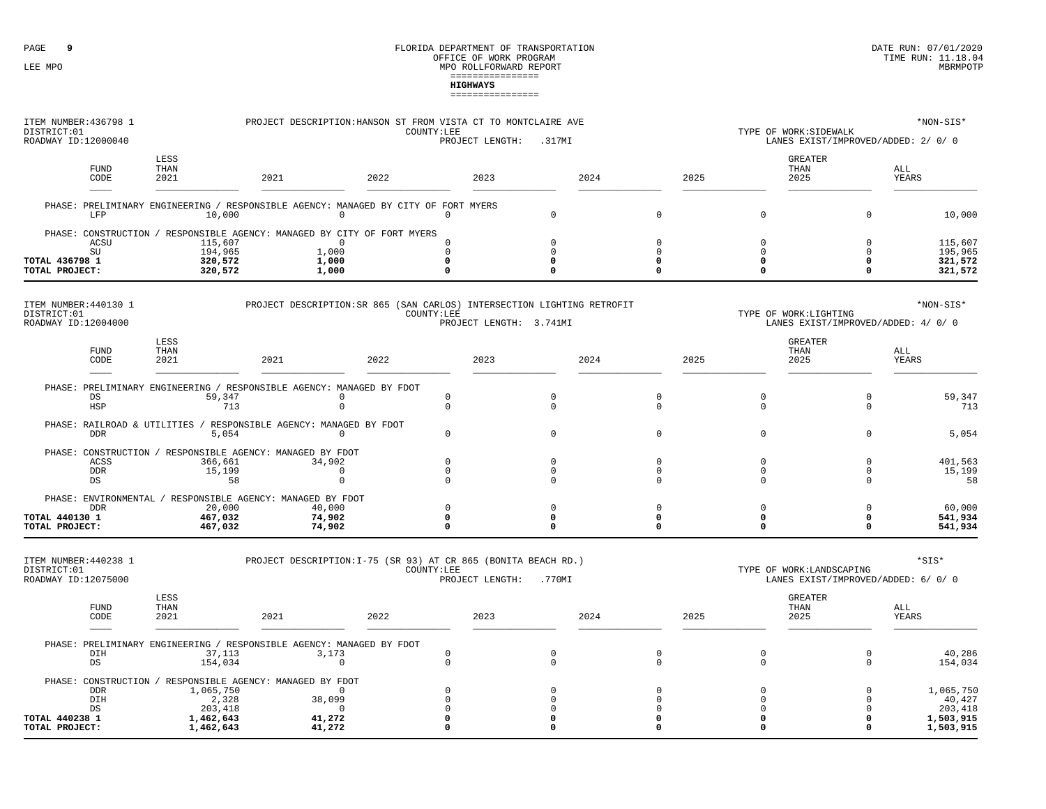## HIGHWAYS

**ITEM NUMBER:436798 1** PROJECT DESCRIPTION:HANSON ST FROM VISTA CT TO MONTCLAIRE AVE *NON-SIS*
DISTRICT:01 COUNTY:LEE TYPE OF WORK:SIDEWALK
ROADWAY ID:12000040 PROJECT LENGTH: .317MI LANES EXIST/IMPROVED/ADDED: 2/ 0/ 0

| FUND CODE | LESS THAN 2021 | 2021 | 2022 | 2023 | 2024 | 2025 | GREATER THAN 2025 | ALL YEARS |
|---|---|---|---|---|---|---|---|---|
| PHASE: PRELIMINARY ENGINEERING / RESPONSIBLE AGENCY: MANAGED BY CITY OF FORT MYERS | | | | | | | | |
| LFP | 10,000 | 0 | 0 | 0 | 0 | 0 | 0 | 10,000 |
| PHASE: CONSTRUCTION / RESPONSIBLE AGENCY: MANAGED BY CITY OF FORT MYERS | | | | | | | | |
| ACSU | 115,607 | 0 | 0 | 0 | 0 | 0 | 0 | 115,607 |
| SU | 194,965 | 1,000 | 0 | 0 | 0 | 0 | 0 | 195,965 |
| **TOTAL 436798 1** | **320,572** | **1,000** | **0** | **0** | **0** | **0** | **0** | **321,572** |
| **TOTAL PROJECT:** | **320,572** | **1,000** | **0** | **0** | **0** | **0** | **0** | **321,572** |

**ITEM NUMBER:440130 1** PROJECT DESCRIPTION:SR 865 (SAN CARLOS) INTERSECTION LIGHTING RETROFIT *NON-SIS*
DISTRICT:01 COUNTY:LEE TYPE OF WORK:LIGHTING
ROADWAY ID:12004000 PROJECT LENGTH: 3.741MI LANES EXIST/IMPROVED/ADDED: 4/ 0/ 0

| FUND CODE | LESS THAN 2021 | 2021 | 2022 | 2023 | 2024 | 2025 | GREATER THAN 2025 | ALL YEARS |
|---|---|---|---|---|---|---|---|---|
| PHASE: PRELIMINARY ENGINEERING / RESPONSIBLE AGENCY: MANAGED BY FDOT | | | | | | | | |
| DS | 59,347 | 0 | 0 | 0 | 0 | 0 | 0 | 59,347 |
| HSP | 713 | 0 | 0 | 0 | 0 | 0 | 0 | 713 |
| PHASE: RAILROAD & UTILITIES / RESPONSIBLE AGENCY: MANAGED BY FDOT | | | | | | | | |
| DDR | 5,054 | 0 | 0 | 0 | 0 | 0 | 0 | 5,054 |
| PHASE: CONSTRUCTION / RESPONSIBLE AGENCY: MANAGED BY FDOT | | | | | | | | |
| ACSS | 366,661 | 34,902 | 0 | 0 | 0 | 0 | 0 | 401,563 |
| DDR | 15,199 | 0 | 0 | 0 | 0 | 0 | 0 | 15,199 |
| DS | 58 | 0 | 0 | 0 | 0 | 0 | 0 | 58 |
| PHASE: ENVIRONMENTAL / RESPONSIBLE AGENCY: MANAGED BY FDOT | | | | | | | | |
| DDR | 20,000 | 40,000 | 0 | 0 | 0 | 0 | 0 | 60,000 |
| **TOTAL 440130 1** | **467,032** | **74,902** | **0** | **0** | **0** | **0** | **0** | **541,934** |
| **TOTAL PROJECT:** | **467,032** | **74,902** | **0** | **0** | **0** | **0** | **0** | **541,934** |

**ITEM NUMBER:440238 1** PROJECT DESCRIPTION:I-75 (SR 93) AT CR 865 (BONITA BEACH RD.) *SIS*
DISTRICT:01 COUNTY:LEE TYPE OF WORK:LANDSCAPING
ROADWAY ID:12075000 PROJECT LENGTH: .770MI LANES EXIST/IMPROVED/ADDED: 6/ 0/ 0

| FUND CODE | LESS THAN 2021 | 2021 | 2022 | 2023 | 2024 | 2025 | GREATER THAN 2025 | ALL YEARS |
|---|---|---|---|---|---|---|---|---|
| PHASE: PRELIMINARY ENGINEERING / RESPONSIBLE AGENCY: MANAGED BY FDOT | | | | | | | | |
| DIH | 37,113 | 3,173 | 0 | 0 | 0 | 0 | 0 | 40,286 |
| DS | 154,034 | 0 | 0 | 0 | 0 | 0 | 0 | 154,034 |
| PHASE: CONSTRUCTION / RESPONSIBLE AGENCY: MANAGED BY FDOT | | | | | | | | |
| DDR | 1,065,750 | 0 | 0 | 0 | 0 | 0 | 0 | 1,065,750 |
| DIH | 2,328 | 38,099 | 0 | 0 | 0 | 0 | 0 | 40,427 |
| DS | 203,418 | 0 | 0 | 0 | 0 | 0 | 0 | 203,418 |
| **TOTAL 440238 1** | **1,462,643** | **41,272** | **0** | **0** | **0** | **0** | **0** | **1,503,915** |
| **TOTAL PROJECT:** | **1,462,643** | **41,272** | **0** | **0** | **0** | **0** | **0** | **1,503,915** |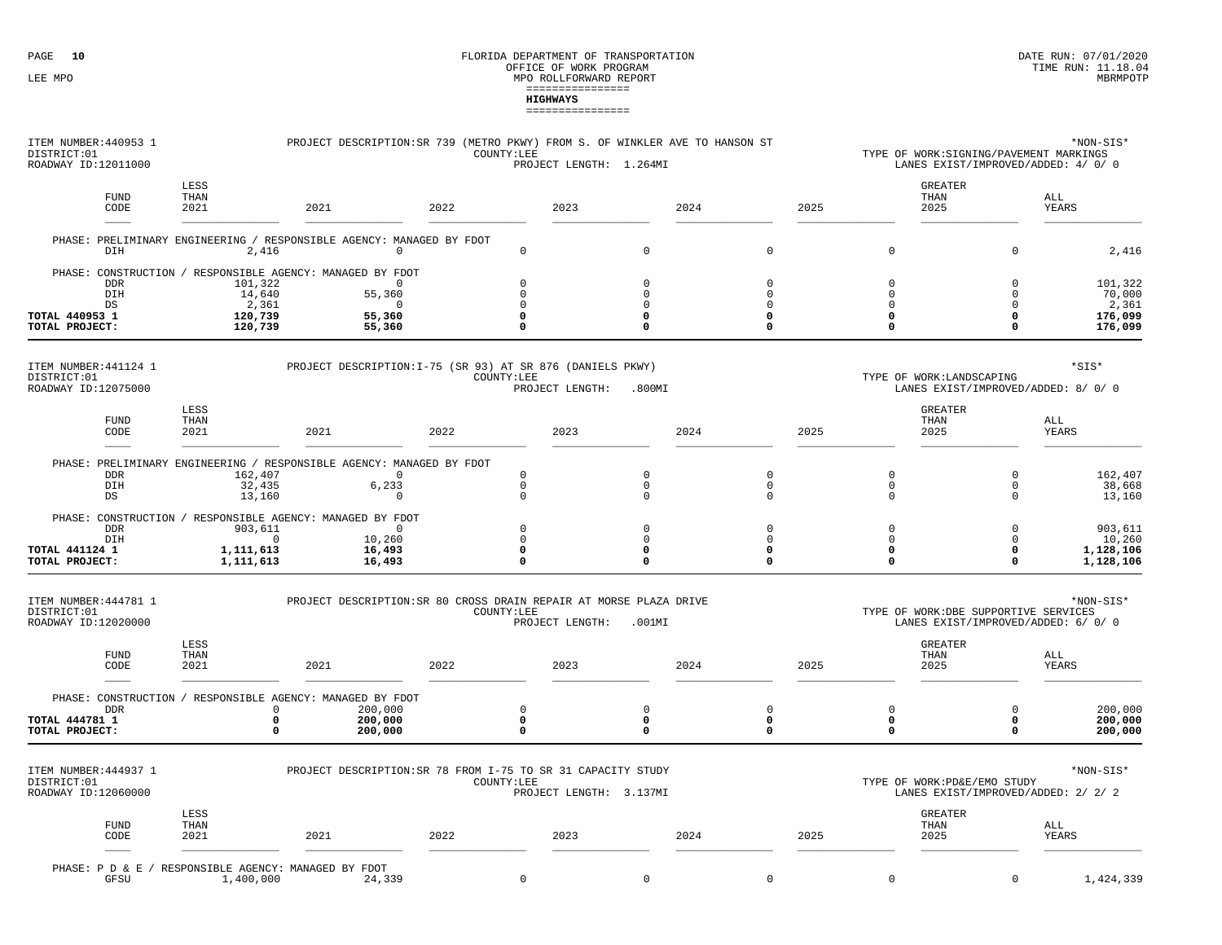FLORIDA DEPARTMENT OF TRANSPORTATION
OFFICE OF WORK PROGRAM
MPO ROLLFORWARD REPORT

## HIGHWAYS

ITEM NUMBER:440953 1 PROJECT DESCRIPTION:SR 739 (METRO PKWY) FROM S. OF WINKLER AVE TO HANSON ST *NON-SIS*
DISTRICT:01 COUNTY:LEE TYPE OF WORK:SIGNING/PAVEMENT MARKINGS
ROADWAY ID:12011000 PROJECT LENGTH: 1.264MI LANES EXIST/IMPROVED/ADDED: 4/ 0/ 0

| FUND CODE | LESS THAN 2021 | 2021 | 2022 | 2023 | 2024 | 2025 | GREATER THAN 2025 | ALL YEARS |
|---|---|---|---|---|---|---|---|---|
| PHASE: PRELIMINARY ENGINEERING / RESPONSIBLE AGENCY: MANAGED BY FDOT | | | | | | | | |
| DIH | 2,416 | 0 | 0 | 0 | 0 | 0 | 0 | 2,416 |
| PHASE: CONSTRUCTION / RESPONSIBLE AGENCY: MANAGED BY FDOT | | | | | | | | |
| DDR | 101,322 | 0 | 0 | 0 | 0 | 0 | 0 | 101,322 |
| DIH | 14,640 | 55,360 | 0 | 0 | 0 | 0 | 0 | 70,000 |
| DS | 2,361 | 0 | 0 | 0 | 0 | 0 | 0 | 2,361 |
| **TOTAL 440953 1** | **120,739** | **55,360** | **0** | **0** | **0** | **0** | **0** | **176,099** |
| **TOTAL PROJECT:** | **120,739** | **55,360** | **0** | **0** | **0** | **0** | **0** | **176,099** |

ITEM NUMBER:441124 1 PROJECT DESCRIPTION:I-75 (SR 93) AT SR 876 (DANIELS PKWY) *SIS*
DISTRICT:01 COUNTY:LEE TYPE OF WORK:LANDSCAPING
ROADWAY ID:12075000 PROJECT LENGTH: .800MI LANES EXIST/IMPROVED/ADDED: 8/ 0/ 0

| FUND CODE | LESS THAN 2021 | 2021 | 2022 | 2023 | 2024 | 2025 | GREATER THAN 2025 | ALL YEARS |
|---|---|---|---|---|---|---|---|---|
| PHASE: PRELIMINARY ENGINEERING / RESPONSIBLE AGENCY: MANAGED BY FDOT | | | | | | | | |
| DDR | 162,407 | 0 | 0 | 0 | 0 | 0 | 0 | 162,407 |
| DIH | 32,435 | 6,233 | 0 | 0 | 0 | 0 | 0 | 38,668 |
| DS | 13,160 | 0 | 0 | 0 | 0 | 0 | 0 | 13,160 |
| PHASE: CONSTRUCTION / RESPONSIBLE AGENCY: MANAGED BY FDOT | | | | | | | | |
| DDR | 903,611 | 0 | 0 | 0 | 0 | 0 | 0 | 903,611 |
| DIH | 0 | 10,260 | 0 | 0 | 0 | 0 | 0 | 10,260 |
| **TOTAL 441124 1** | **1,111,613** | **16,493** | **0** | **0** | **0** | **0** | **0** | **1,128,106** |
| **TOTAL PROJECT:** | **1,111,613** | **16,493** | **0** | **0** | **0** | **0** | **0** | **1,128,106** |

ITEM NUMBER:444781 1 PROJECT DESCRIPTION:SR 80 CROSS DRAIN REPAIR AT MORSE PLAZA DRIVE *NON-SIS*
DISTRICT:01 COUNTY:LEE TYPE OF WORK:DBE SUPPORTIVE SERVICES
ROADWAY ID:12020000 PROJECT LENGTH: .001MI LANES EXIST/IMPROVED/ADDED: 6/ 0/ 0

| FUND CODE | LESS THAN 2021 | 2021 | 2022 | 2023 | 2024 | 2025 | GREATER THAN 2025 | ALL YEARS |
|---|---|---|---|---|---|---|---|---|
| PHASE: CONSTRUCTION / RESPONSIBLE AGENCY: MANAGED BY FDOT | | | | | | | | |
| DDR | 0 | 200,000 | 0 | 0 | 0 | 0 | 0 | 200,000 |
| **TOTAL 444781 1** | **0** | **200,000** | **0** | **0** | **0** | **0** | **0** | **200,000** |
| **TOTAL PROJECT:** | **0** | **200,000** | **0** | **0** | **0** | **0** | **0** | **200,000** |

ITEM NUMBER:444937 1 PROJECT DESCRIPTION:SR 78 FROM I-75 TO SR 31 CAPACITY STUDY *NON-SIS*
DISTRICT:01 COUNTY:LEE TYPE OF WORK:PD&E/EMO STUDY
ROADWAY ID:12060000 PROJECT LENGTH: 3.137MI LANES EXIST/IMPROVED/ADDED: 2/ 2/ 2

| FUND CODE | LESS THAN 2021 | 2021 | 2022 | 2023 | 2024 | 2025 | GREATER THAN 2025 | ALL YEARS |
|---|---|---|---|---|---|---|---|---|
| PHASE: P D & E / RESPONSIBLE AGENCY: MANAGED BY FDOT | | | | | | | | |
| GFSU | 1,400,000 | 24,339 | 0 | 0 | 0 | 0 | 0 | 1,424,339 |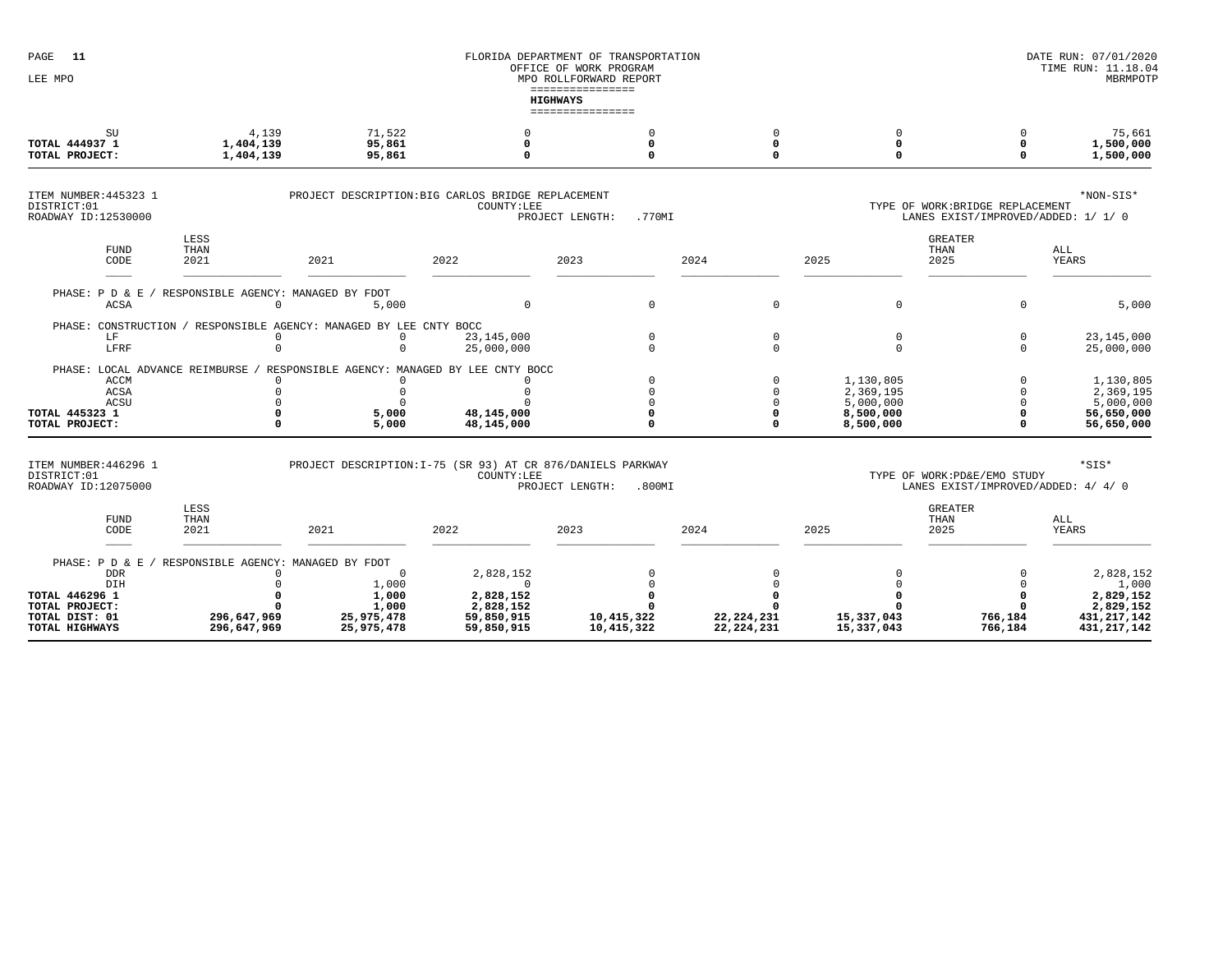FLORIDA DEPARTMENT OF TRANSPORTATION
OFFICE OF WORK PROGRAM
MPO ROLLFORWARD REPORT

LEE MPO

DATE RUN: 07/01/2020
TIME RUN: 11.18.04
MBRMPOTP

## HIGHWAYS

| FUND CODE | LESS THAN 2021 | 2021 | 2022 | 2023 | 2024 | 2025 | GREATER THAN 2025 | ALL YEARS |
|---|---|---|---|---|---|---|---|---|
| SU | 4,139 | 71,522 | 0 | 0 | 0 | 0 | 0 | 75,661 |
| **TOTAL 444937 1** | **1,404,139** | **95,861** | **0** | **0** | **0** | **0** | **0** | **1,500,000** |
| **TOTAL PROJECT:** | **1,404,139** | **95,861** | **0** | **0** | **0** | **0** | **0** | **1,500,000** |

ITEM NUMBER:445323 1 PROJECT DESCRIPTION:BIG CARLOS BRIDGE REPLACEMENT *NON-SIS*
DISTRICT:01 COUNTY:LEE TYPE OF WORK:BRIDGE REPLACEMENT
ROADWAY ID:12530000 PROJECT LENGTH: .770MI LANES EXIST/IMPROVED/ADDED: 1/ 1/ 0

| FUND CODE | LESS THAN 2021 | 2021 | 2022 | 2023 | 2024 | 2025 | GREATER THAN 2025 | ALL YEARS |
|---|---|---|---|---|---|---|---|---|
| PHASE: P D & E / RESPONSIBLE AGENCY: MANAGED BY FDOT | | | | | | | | |
| ACSA | 0 | 5,000 | 0 | 0 | 0 | 0 | 0 | 5,000 |
| PHASE: CONSTRUCTION / RESPONSIBLE AGENCY: MANAGED BY LEE CNTY BOCC | | | | | | | | |
| LF | 0 | 0 | 23,145,000 | 0 | 0 | 0 | 0 | 23,145,000 |
| LFRF | 0 | 0 | 25,000,000 | 0 | 0 | 0 | 0 | 25,000,000 |
| PHASE: LOCAL ADVANCE REIMBURSE / RESPONSIBLE AGENCY: MANAGED BY LEE CNTY BOCC | | | | | | | | |
| ACCM | 0 | 0 | 0 | 0 | 0 | 1,130,805 | 0 | 1,130,805 |
| ACSA | 0 | 0 | 0 | 0 | 0 | 2,369,195 | 0 | 2,369,195 |
| ACSU | 0 | 0 | 0 | 0 | 0 | 5,000,000 | 0 | 5,000,000 |
| **TOTAL 445323 1** | **0** | **5,000** | **48,145,000** | **0** | **0** | **8,500,000** | **0** | **56,650,000** |
| **TOTAL PROJECT:** | **0** | **5,000** | **48,145,000** | **0** | **0** | **8,500,000** | **0** | **56,650,000** |

ITEM NUMBER:446296 1 PROJECT DESCRIPTION:I-75 (SR 93) AT CR 876/DANIELS PARKWAY *SIS*
DISTRICT:01 COUNTY:LEE TYPE OF WORK:PD&E/EMO STUDY
ROADWAY ID:12075000 PROJECT LENGTH: .800MI LANES EXIST/IMPROVED/ADDED: 4/ 4/ 0

| FUND CODE | LESS THAN 2021 | 2021 | 2022 | 2023 | 2024 | 2025 | GREATER THAN 2025 | ALL YEARS |
|---|---|---|---|---|---|---|---|---|
| PHASE: P D & E / RESPONSIBLE AGENCY: MANAGED BY FDOT | | | | | | | | |
| DDR | 0 | 0 | 2,828,152 | 0 | 0 | 0 | 0 | 2,828,152 |
| DIH | 0 | 1,000 | 0 | 0 | 0 | 0 | 0 | 1,000 |
| **TOTAL 446296 1** | **0** | **1,000** | **2,828,152** | **0** | **0** | **0** | **0** | **2,829,152** |
| **TOTAL PROJECT:** | **0** | **1,000** | **2,828,152** | **0** | **0** | **0** | **0** | **2,829,152** |
| **TOTAL DIST: 01** | **296,647,969** | **25,975,478** | **59,850,915** | **10,415,322** | **22,224,231** | **15,337,043** | **766,184** | **431,217,142** |
| **TOTAL HIGHWAYS** | **296,647,969** | **25,975,478** | **59,850,915** | **10,415,322** | **22,224,231** | **15,337,043** | **766,184** | **431,217,142** |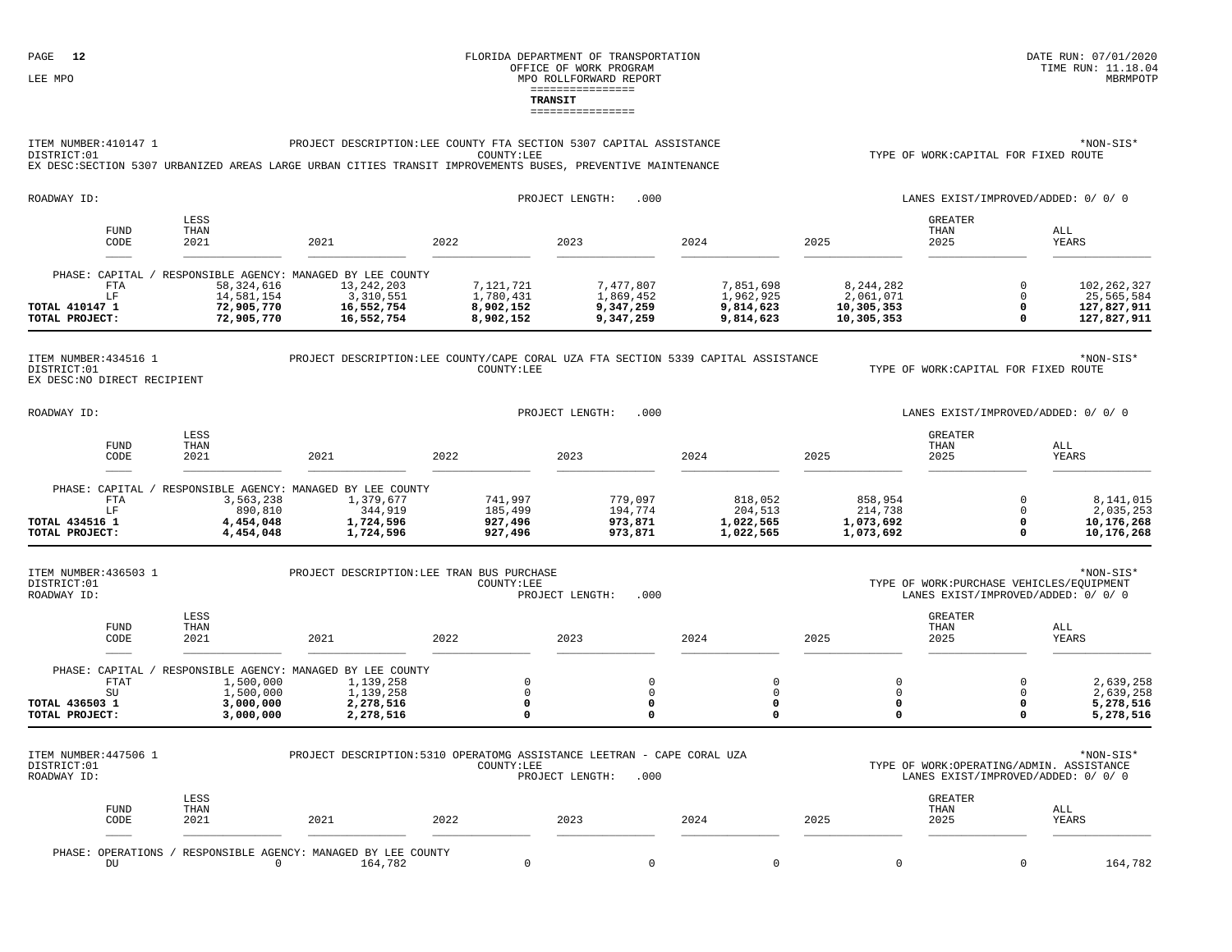## TRANSIT

ITEM NUMBER:410147 1 PROJECT DESCRIPTION:LEE COUNTY FTA SECTION 5307 CAPITAL ASSISTANCE *NON-SIS*
DISTRICT:01 COUNTY:LEE TYPE OF WORK:CAPITAL FOR FIXED ROUTE
EX DESC:SECTION 5307 URBANIZED AREAS LARGE URBAN CITIES TRANSIT IMPROVEMENTS BUSES, PREVENTIVE MAINTENANCE

ROADWAY ID: PROJECT LENGTH: .000 LANES EXIST/IMPROVED/ADDED: 0/ 0/ 0

| FUND CODE | LESS THAN 2021 | 2021 | 2022 | 2023 | 2024 | 2025 | GREATER THAN 2025 | ALL YEARS |
|---|---|---|---|---|---|---|---|---|
| PHASE: CAPITAL / RESPONSIBLE AGENCY: MANAGED BY LEE COUNTY | | | | | | | | |
| FTA | 58,324,616 | 13,242,203 | 7,121,721 | 7,477,807 | 7,851,698 | 8,244,282 | 0 | 102,262,327 |
| LF | 14,581,154 | 3,310,551 | 1,780,431 | 1,869,452 | 1,962,925 | 2,061,071 | 0 | 25,565,584 |
| **TOTAL 410147 1** | **72,905,770** | **16,552,754** | **8,902,152** | **9,347,259** | **9,814,623** | **10,305,353** | **0** | **127,827,911** |
| **TOTAL PROJECT:** | **72,905,770** | **16,552,754** | **8,902,152** | **9,347,259** | **9,814,623** | **10,305,353** | **0** | **127,827,911** |

ITEM NUMBER:434516 1 PROJECT DESCRIPTION:LEE COUNTY/CAPE CORAL UZA FTA SECTION 5339 CAPITAL ASSISTANCE *NON-SIS*
DISTRICT:01 COUNTY:LEE TYPE OF WORK:CAPITAL FOR FIXED ROUTE
EX DESC:NO DIRECT RECIPIENT

ROADWAY ID: PROJECT LENGTH: .000 LANES EXIST/IMPROVED/ADDED: 0/ 0/ 0

| FUND CODE | LESS THAN 2021 | 2021 | 2022 | 2023 | 2024 | 2025 | GREATER THAN 2025 | ALL YEARS |
|---|---|---|---|---|---|---|---|---|
| PHASE: CAPITAL / RESPONSIBLE AGENCY: MANAGED BY LEE COUNTY | | | | | | | | |
| FTA | 3,563,238 | 1,379,677 | 741,997 | 779,097 | 818,052 | 858,954 | 0 | 8,141,015 |
| LF | 890,810 | 344,919 | 185,499 | 194,774 | 204,513 | 214,738 | 0 | 2,035,253 |
| **TOTAL 434516 1** | **4,454,048** | **1,724,596** | **927,496** | **973,871** | **1,022,565** | **1,073,692** | **0** | **10,176,268** |
| **TOTAL PROJECT:** | **4,454,048** | **1,724,596** | **927,496** | **973,871** | **1,022,565** | **1,073,692** | **0** | **10,176,268** |

ITEM NUMBER:436503 1 PROJECT DESCRIPTION:LEE TRAN BUS PURCHASE *NON-SIS*
DISTRICT:01 COUNTY:LEE TYPE OF WORK:PURCHASE VEHICLES/EQUIPMENT
ROADWAY ID: PROJECT LENGTH: .000 LANES EXIST/IMPROVED/ADDED: 0/ 0/ 0

| FUND CODE | LESS THAN 2021 | 2021 | 2022 | 2023 | 2024 | 2025 | GREATER THAN 2025 | ALL YEARS |
|---|---|---|---|---|---|---|---|---|
| PHASE: CAPITAL / RESPONSIBLE AGENCY: MANAGED BY LEE COUNTY | | | | | | | | |
| FTAT | 1,500,000 | 1,139,258 | 0 | 0 | 0 | 0 | 0 | 2,639,258 |
| SU | 1,500,000 | 1,139,258 | 0 | 0 | 0 | 0 | 0 | 2,639,258 |
| **TOTAL 436503 1** | **3,000,000** | **2,278,516** | **0** | **0** | **0** | **0** | **0** | **5,278,516** |
| **TOTAL PROJECT:** | **3,000,000** | **2,278,516** | **0** | **0** | **0** | **0** | **0** | **5,278,516** |

ITEM NUMBER:447506 1 PROJECT DESCRIPTION:5310 OPERATOMG ASSISTANCE LEETRAN - CAPE CORAL UZA *NON-SIS*
DISTRICT:01 COUNTY:LEE TYPE OF WORK:OPERATING/ADMIN. ASSISTANCE
ROADWAY ID: PROJECT LENGTH: .000 LANES EXIST/IMPROVED/ADDED: 0/ 0/ 0

| FUND CODE | LESS THAN 2021 | 2021 | 2022 | 2023 | 2024 | 2025 | GREATER THAN 2025 | ALL YEARS |
|---|---|---|---|---|---|---|---|---|
| PHASE: OPERATIONS / RESPONSIBLE AGENCY: MANAGED BY LEE COUNTY | | | | | | | | |
| DU | 0 | 164,782 | 0 | 0 | 0 | 0 | 0 | 164,782 |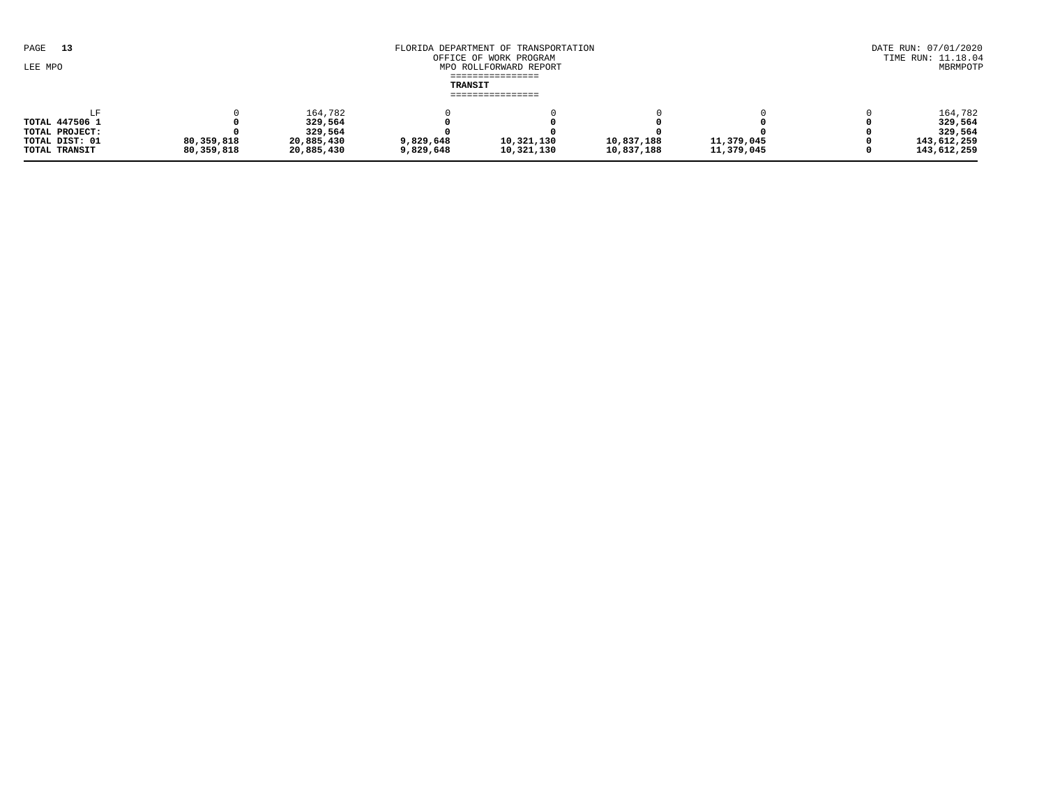FLORIDA DEPARTMENT OF TRANSPORTATION
OFFICE OF WORK PROGRAM
MPO ROLLFORWARD REPORT

LEE MPO

DATE RUN: 07/01/2020
TIME RUN: 11.18.04
MBRMPOTP

## TRANSIT

| | | | | | | | | |
|---|---|---|---|---|---|---|---|---|
| LF | 0 | 164,782 | 0 | 0 | 0 | 0 | 0 | 164,782 |
| **TOTAL 447506 1** | **0** | **329,564** | **0** | **0** | **0** | **0** | **0** | **329,564** |
| **TOTAL PROJECT:** | **0** | **329,564** | **0** | **0** | **0** | **0** | **0** | **329,564** |
| **TOTAL DIST: 01** | **80,359,818** | **20,885,430** | **9,829,648** | **10,321,130** | **10,837,188** | **11,379,045** | **0** | **143,612,259** |
| **TOTAL TRANSIT** | **80,359,818** | **20,885,430** | **9,829,648** | **10,321,130** | **10,837,188** | **11,379,045** | **0** | **143,612,259** |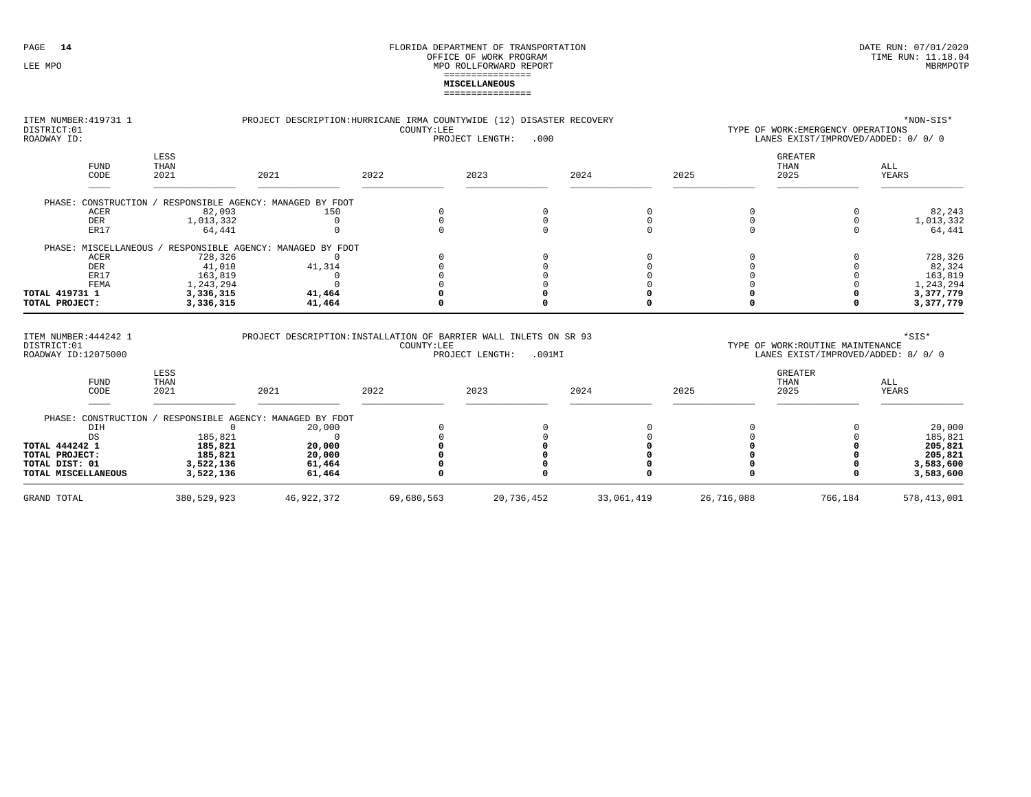## MISCELLANEOUS

ITEM NUMBER:419731 1 PROJECT DESCRIPTION:HURRICANE IRMA COUNTYWIDE (12) DISASTER RECOVERY *NON-SIS*
DISTRICT:01 COUNTY:LEE TYPE OF WORK:EMERGENCY OPERATIONS
ROADWAY ID: PROJECT LENGTH: .000 LANES EXIST/IMPROVED/ADDED: 0/ 0/ 0

| FUND CODE | LESS THAN 2021 | 2021 | 2022 | 2023 | 2024 | 2025 | GREATER THAN 2025 | ALL YEARS |
|---|---|---|---|---|---|---|---|---|
| PHASE: CONSTRUCTION / RESPONSIBLE AGENCY: MANAGED BY FDOT | | | | | | | | |
| ACER | 82,093 | 150 | 0 | 0 | 0 | 0 | 0 | 82,243 |
| DER | 1,013,332 | 0 | 0 | 0 | 0 | 0 | 0 | 1,013,332 |
| ER17 | 64,441 | 0 | 0 | 0 | 0 | 0 | 0 | 64,441 |
| PHASE: MISCELLANEOUS / RESPONSIBLE AGENCY: MANAGED BY FDOT | | | | | | | | |
| ACER | 728,326 | 0 | 0 | 0 | 0 | 0 | 0 | 728,326 |
| DER | 41,010 | 41,314 | 0 | 0 | 0 | 0 | 0 | 82,324 |
| ER17 | 163,819 | 0 | 0 | 0 | 0 | 0 | 0 | 163,819 |
| FEMA | 1,243,294 | 0 | 0 | 0 | 0 | 0 | 0 | 1,243,294 |
| **TOTAL 419731 1** | **3,336,315** | **41,464** | **0** | **0** | **0** | **0** | **0** | **3,377,779** |
| **TOTAL PROJECT:** | **3,336,315** | **41,464** | **0** | **0** | **0** | **0** | **0** | **3,377,779** |

ITEM NUMBER:444242 1 PROJECT DESCRIPTION:INSTALLATION OF BARRIER WALL INLETS ON SR 93 *SIS*
DISTRICT:01 COUNTY:LEE TYPE OF WORK:ROUTINE MAINTENANCE
ROADWAY ID:12075000 PROJECT LENGTH: .001MI LANES EXIST/IMPROVED/ADDED: 8/ 0/ 0

| FUND CODE | LESS THAN 2021 | 2021 | 2022 | 2023 | 2024 | 2025 | GREATER THAN 2025 | ALL YEARS |
|---|---|---|---|---|---|---|---|---|
| PHASE: CONSTRUCTION / RESPONSIBLE AGENCY: MANAGED BY FDOT | | | | | | | | |
| DIH | 0 | 20,000 | 0 | 0 | 0 | 0 | 0 | 20,000 |
| DS | 185,821 | 0 | 0 | 0 | 0 | 0 | 0 | 185,821 |
| **TOTAL 444242 1** | **185,821** | **20,000** | **0** | **0** | **0** | **0** | **0** | **205,821** |
| **TOTAL PROJECT:** | **185,821** | **20,000** | **0** | **0** | **0** | **0** | **0** | **205,821** |
| **TOTAL DIST: 01** | **3,522,136** | **61,464** | **0** | **0** | **0** | **0** | **0** | **3,583,600** |
| **TOTAL MISCELLANEOUS** | **3,522,136** | **61,464** | **0** | **0** | **0** | **0** | **0** | **3,583,600** |
| GRAND TOTAL | 380,529,923 | 46,922,372 | 69,680,563 | 20,736,452 | 33,061,419 | 26,716,088 | 766,184 | 578,413,001 |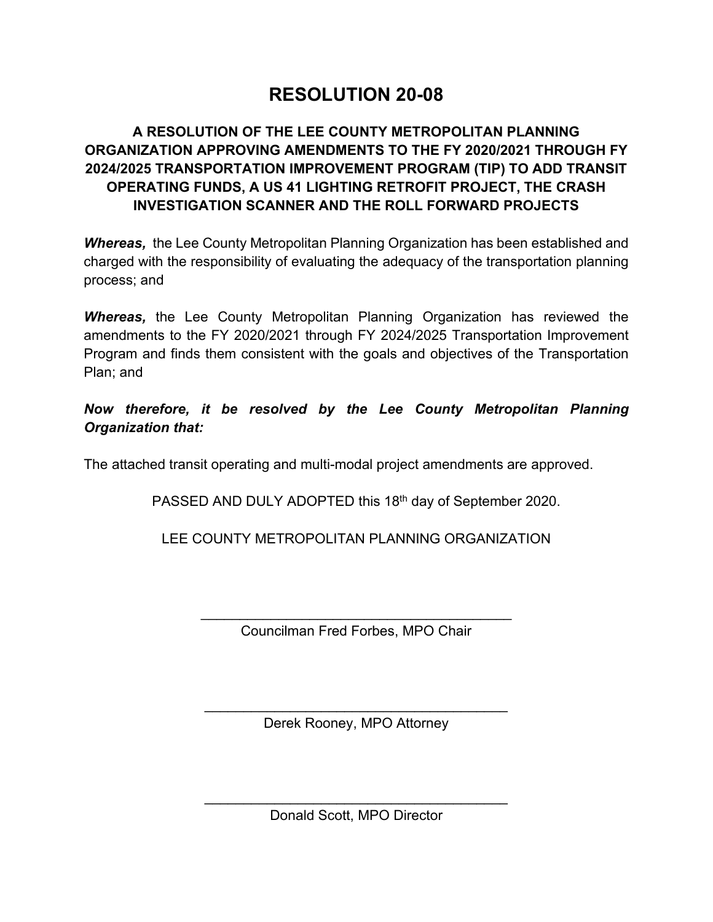# RESOLUTION 20-08

## A RESOLUTION OF THE LEE COUNTY METROPOLITAN PLANNING ORGANIZATION APPROVING AMENDMENTS TO THE FY 2020/2021 THROUGH FY 2024/2025 TRANSPORTATION IMPROVEMENT PROGRAM (TIP) TO ADD TRANSIT OPERATING FUNDS, A US 41 LIGHTING RETROFIT PROJECT, THE CRASH INVESTIGATION SCANNER AND THE ROLL FORWARD PROJECTS

***Whereas,*** the Lee County Metropolitan Planning Organization has been established and charged with the responsibility of evaluating the adequacy of the transportation planning process; and

***Whereas,*** the Lee County Metropolitan Planning Organization has reviewed the amendments to the FY 2020/2021 through FY 2024/2025 Transportation Improvement Program and finds them consistent with the goals and objectives of the Transportation Plan; and

***Now therefore, it be resolved by the Lee County Metropolitan Planning Organization that:***

The attached transit operating and multi-modal project amendments are approved.

PASSED AND DULY ADOPTED this 18th day of September 2020.

LEE COUNTY METROPOLITAN PLANNING ORGANIZATION

\_\_\_\_\_\_\_\_\_\_\_\_\_\_\_\_\_\_\_\_\_\_\_\_\_\_\_\_\_\_\_\_\_\_\_\_\_\_\_\_
Councilman Fred Forbes, MPO Chair

\_\_\_\_\_\_\_\_\_\_\_\_\_\_\_\_\_\_\_\_\_\_\_\_\_\_\_\_\_\_\_\_\_\_\_\_\_\_\_\_
Derek Rooney, MPO Attorney

\_\_\_\_\_\_\_\_\_\_\_\_\_\_\_\_\_\_\_\_\_\_\_\_\_\_\_\_\_\_\_\_\_\_\_\_\_\_\_\_
Donald Scott, MPO Director